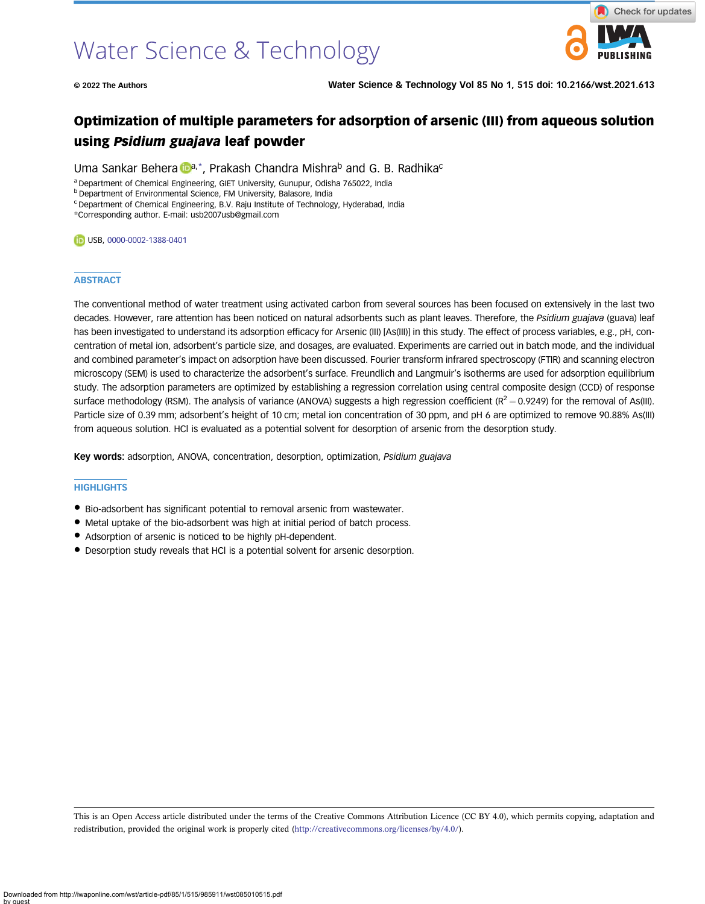# Optimization of multiple parameters for adsorption of arsenic (III) from aqueous solution using *Psidium guajava* leaf powder

Uma Sankar Behera[a,*], Prakash Chandra Mishra[b] and G. B. Radhika[c]

[a] Department of Chemical Engineering, GIET University, Gunupur, Odisha 765022, India
[b] Department of Environmental Science, FM University, Balasore, India
[c] Department of Chemical Engineering, B.V. Raju Institute of Technology, Hyderabad, India
*Corresponding author. E-mail: usb2007usb@gmail.com

USB, 0000-0002-1388-0401

## ABSTRACT

The conventional method of water treatment using activated carbon from several sources has been focused on extensively in the last two decades. However, rare attention has been noticed on natural adsorbents such as plant leaves. Therefore, the *Psidium guajava* (guava) leaf has been investigated to understand its adsorption efficacy for Arsenic (III) [As(III)] in this study. The effect of process variables, e.g., pH, concentration of metal ion, adsorbent's particle size, and dosages, are evaluated. Experiments are carried out in batch mode, and the individual and combined parameter's impact on adsorption have been discussed. Fourier transform infrared spectroscopy (FTIR) and scanning electron microscopy (SEM) is used to characterize the adsorbent's surface. Freundlich and Langmuir's isotherms are used for adsorption equilibrium study. The adsorption parameters are optimized by establishing a regression correlation using central composite design (CCD) of response surface methodology (RSM). The analysis of variance (ANOVA) suggests a high regression coefficient ($R^2 = 0.9249$) for the removal of As(III). Particle size of 0.39 mm; adsorbent's height of 10 cm; metal ion concentration of 30 ppm, and pH 6 are optimized to remove 90.88% As(III) from aqueous solution. HCl is evaluated as a potential solvent for desorption of arsenic from the desorption study.

**Key words:** adsorption, ANOVA, concentration, desorption, optimization, *Psidium guajava*

## HIGHLIGHTS

- Bio-adsorbent has significant potential to removal arsenic from wastewater.
- Metal uptake of the bio-adsorbent was high at initial period of batch process.
- Adsorption of arsenic is noticed to be highly pH-dependent.
- Desorption study reveals that HCl is a potential solvent for arsenic desorption.

This is an Open Access article distributed under the terms of the Creative Commons Attribution Licence (CC BY 4.0), which permits copying, adaptation and redistribution, provided the original work is properly cited (http://creativecommons.org/licenses/by/4.0/).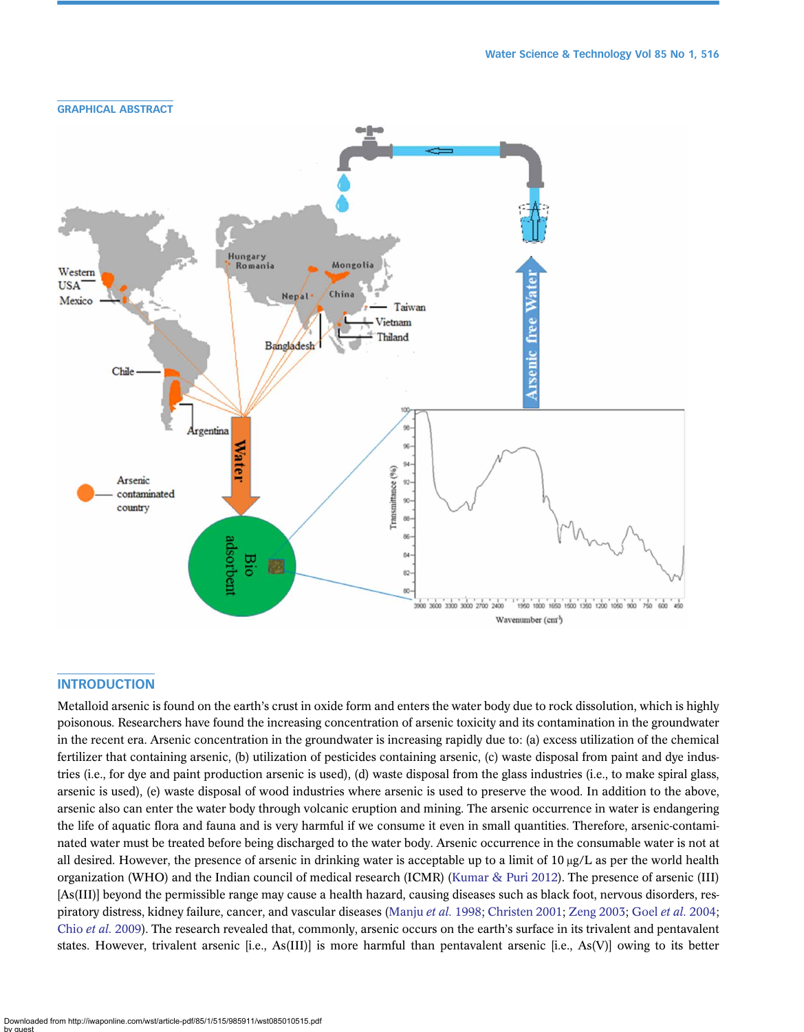## GRAPHICAL ABSTRACT

## INTRODUCTION

Metalloid arsenic is found on the earth's crust in oxide form and enters the water body due to rock dissolution, which is highly poisonous. Researchers have found the increasing concentration of arsenic toxicity and its contamination in the groundwater in the recent era. Arsenic concentration in the groundwater is increasing rapidly due to: (a) excess utilization of the chemical fertilizer that containing arsenic, (b) utilization of pesticides containing arsenic, (c) waste disposal from paint and dye industries (i.e., for dye and paint production arsenic is used), (d) waste disposal from the glass industries (i.e., to make spiral glass, arsenic is used), (e) waste disposal of wood industries where arsenic is used to preserve the wood. In addition to the above, arsenic also can enter the water body through volcanic eruption and mining. The arsenic occurrence in water is endangering the life of aquatic flora and fauna and is very harmful if we consume it even in small quantities. Therefore, arsenic-contaminated water must be treated before being discharged to the water body. Arsenic occurrence in the consumable water is not at all desired. However, the presence of arsenic in drinking water is acceptable up to a limit of 10 μg/L as per the world health organization (WHO) and the Indian council of medical research (ICMR) (Kumar & Puri 2012). The presence of arsenic (III) [As(III)] beyond the permissible range may cause a health hazard, causing diseases such as black foot, nervous disorders, respiratory distress, kidney failure, cancer, and vascular diseases (Manju *et al.* 1998; Christen 2001; Zeng 2003; Goel *et al.* 2004; Chio *et al.* 2009). The research revealed that, commonly, arsenic occurs on the earth's surface in its trivalent and pentavalent states. However, trivalent arsenic [i.e., As(III)] is more harmful than pentavalent arsenic [i.e., As(V)] owing to its better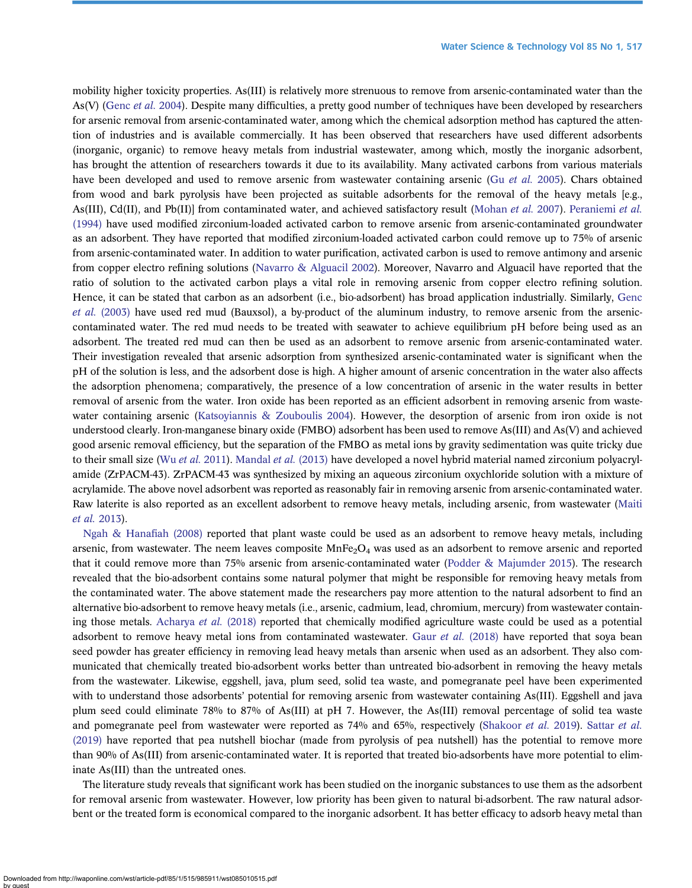mobility higher toxicity properties. As(III) is relatively more strenuous to remove from arsenic-contaminated water than the As(V) (Genc *et al.* 2004). Despite many difficulties, a pretty good number of techniques have been developed by researchers for arsenic removal from arsenic-contaminated water, among which the chemical adsorption method has captured the attention of industries and is available commercially. It has been observed that researchers have used different adsorbents (inorganic, organic) to remove heavy metals from industrial wastewater, among which, mostly the inorganic adsorbent, has brought the attention of researchers towards it due to its availability. Many activated carbons from various materials have been developed and used to remove arsenic from wastewater containing arsenic (Gu *et al.* 2005). Chars obtained from wood and bark pyrolysis have been projected as suitable adsorbents for the removal of the heavy metals [e.g., As(III), Cd(II), and Pb(II)] from contaminated water, and achieved satisfactory result (Mohan *et al.* 2007). Peraniemi *et al.* (1994) have used modified zirconium-loaded activated carbon to remove arsenic from arsenic-contaminated groundwater as an adsorbent. They have reported that modified zirconium-loaded activated carbon could remove up to 75% of arsenic from arsenic-contaminated water. In addition to water purification, activated carbon is used to remove antimony and arsenic from copper electro refining solutions (Navarro & Alguacil 2002). Moreover, Navarro and Alguacil have reported that the ratio of solution to the activated carbon plays a vital role in removing arsenic from copper electro refining solution. Hence, it can be stated that carbon as an adsorbent (i.e., bio-adsorbent) has broad application industrially. Similarly, Genc *et al.* (2003) have used red mud (Bauxsol), a by-product of the aluminum industry, to remove arsenic from the arsenic-contaminated water. The red mud needs to be treated with seawater to achieve equilibrium pH before being used as an adsorbent. The treated red mud can then be used as an adsorbent to remove arsenic from arsenic-contaminated water. Their investigation revealed that arsenic adsorption from synthesized arsenic-contaminated water is significant when the pH of the solution is less, and the adsorbent dose is high. A higher amount of arsenic concentration in the water also affects the adsorption phenomena; comparatively, the presence of a low concentration of arsenic in the water results in better removal of arsenic from the water. Iron oxide has been reported as an efficient adsorbent in removing arsenic from wastewater containing arsenic (Katsoyiannis & Zouboulis 2004). However, the desorption of arsenic from iron oxide is not understood clearly. Iron-manganese binary oxide (FMBO) adsorbent has been used to remove As(III) and As(V) and achieved good arsenic removal efficiency, but the separation of the FMBO as metal ions by gravity sedimentation was quite tricky due to their small size (Wu *et al.* 2011). Mandal *et al.* (2013) have developed a novel hybrid material named zirconium polyacrylamide (ZrPACM-43). ZrPACM-43 was synthesized by mixing an aqueous zirconium oxychloride solution with a mixture of acrylamide. The above novel adsorbent was reported as reasonably fair in removing arsenic from arsenic-contaminated water. Raw laterite is also reported as an excellent adsorbent to remove heavy metals, including arsenic, from wastewater (Maiti *et al.* 2013).

Ngah & Hanafiah (2008) reported that plant waste could be used as an adsorbent to remove heavy metals, including arsenic, from wastewater. The neem leaves composite $MnFe_2O_4$ was used as an adsorbent to remove arsenic and reported that it could remove more than 75% arsenic from arsenic-contaminated water (Podder & Majumder 2015). The research revealed that the bio-adsorbent contains some natural polymer that might be responsible for removing heavy metals from the contaminated water. The above statement made the researchers pay more attention to the natural adsorbent to find an alternative bio-adsorbent to remove heavy metals (i.e., arsenic, cadmium, lead, chromium, mercury) from wastewater containing those metals. Acharya *et al.* (2018) reported that chemically modified agriculture waste could be used as a potential adsorbent to remove heavy metal ions from contaminated wastewater. Gaur *et al.* (2018) have reported that soya bean seed powder has greater efficiency in removing lead heavy metals than arsenic when used as an adsorbent. They also communicated that chemically treated bio-adsorbent works better than untreated bio-adsorbent in removing the heavy metals from the wastewater. Likewise, eggshell, java, plum seed, solid tea waste, and pomegranate peel have been experimented with to understand those adsorbents' potential for removing arsenic from wastewater containing As(III). Eggshell and java plum seed could eliminate 78% to 87% of As(III) at pH 7. However, the As(III) removal percentage of solid tea waste and pomegranate peel from wastewater were reported as 74% and 65%, respectively (Shakoor *et al.* 2019). Sattar *et al.* (2019) have reported that pea nutshell biochar (made from pyrolysis of pea nutshell) has the potential to remove more than 90% of As(III) from arsenic-contaminated water. It is reported that treated bio-adsorbents have more potential to eliminate As(III) than the untreated ones.

The literature study reveals that significant work has been studied on the inorganic substances to use them as the adsorbent for removal arsenic from wastewater. However, low priority has been given to natural bi-adsorbent. The raw natural adsorbent or the treated form is economical compared to the inorganic adsorbent. It has better efficacy to adsorb heavy metal than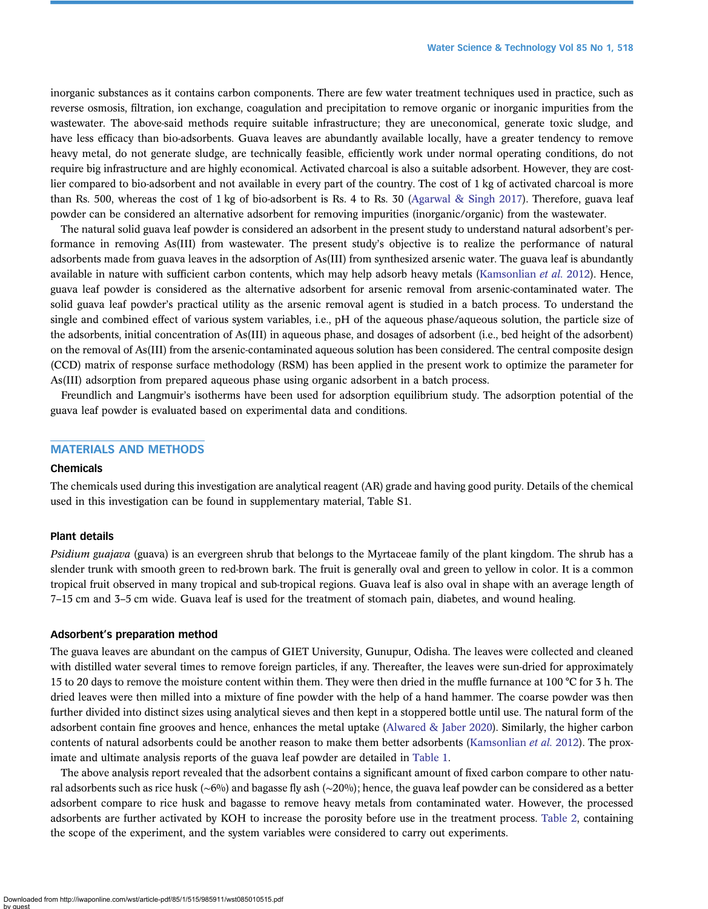inorganic substances as it contains carbon components. There are few water treatment techniques used in practice, such as reverse osmosis, filtration, ion exchange, coagulation and precipitation to remove organic or inorganic impurities from the wastewater. The above-said methods require suitable infrastructure; they are uneconomical, generate toxic sludge, and have less efficacy than bio-adsorbents. Guava leaves are abundantly available locally, have a greater tendency to remove heavy metal, do not generate sludge, are technically feasible, efficiently work under normal operating conditions, do not require big infrastructure and are highly economical. Activated charcoal is also a suitable adsorbent. However, they are costlier compared to bio-adsorbent and not available in every part of the country. The cost of 1 kg of activated charcoal is more than Rs. 500, whereas the cost of 1 kg of bio-adsorbent is Rs. 4 to Rs. 30 (Agarwal & Singh 2017). Therefore, guava leaf powder can be considered an alternative adsorbent for removing impurities (inorganic/organic) from the wastewater.

The natural solid guava leaf powder is considered an adsorbent in the present study to understand natural adsorbent's performance in removing As(III) from wastewater. The present study's objective is to realize the performance of natural adsorbents made from guava leaves in the adsorption of As(III) from synthesized arsenic water. The guava leaf is abundantly available in nature with sufficient carbon contents, which may help adsorb heavy metals (Kamsonlian *et al.* 2012). Hence, guava leaf powder is considered as the alternative adsorbent for arsenic removal from arsenic-contaminated water. The solid guava leaf powder's practical utility as the arsenic removal agent is studied in a batch process. To understand the single and combined effect of various system variables, i.e., pH of the aqueous phase/aqueous solution, the particle size of the adsorbents, initial concentration of As(III) in aqueous phase, and dosages of adsorbent (i.e., bed height of the adsorbent) on the removal of As(III) from the arsenic-contaminated aqueous solution has been considered. The central composite design (CCD) matrix of response surface methodology (RSM) has been applied in the present work to optimize the parameter for As(III) adsorption from prepared aqueous phase using organic adsorbent in a batch process.

Freundlich and Langmuir's isotherms have been used for adsorption equilibrium study. The adsorption potential of the guava leaf powder is evaluated based on experimental data and conditions.

## MATERIALS AND METHODS

### Chemicals

The chemicals used during this investigation are analytical reagent (AR) grade and having good purity. Details of the chemical used in this investigation can be found in supplementary material, Table S1.

### Plant details

*Psidium guajava* (guava) is an evergreen shrub that belongs to the Myrtaceae family of the plant kingdom. The shrub has a slender trunk with smooth green to red-brown bark. The fruit is generally oval and green to yellow in color. It is a common tropical fruit observed in many tropical and sub-tropical regions. Guava leaf is also oval in shape with an average length of 7–15 cm and 3–5 cm wide. Guava leaf is used for the treatment of stomach pain, diabetes, and wound healing.

### Adsorbent's preparation method

The guava leaves are abundant on the campus of GIET University, Gunupur, Odisha. The leaves were collected and cleaned with distilled water several times to remove foreign particles, if any. Thereafter, the leaves were sun-dried for approximately 15 to 20 days to remove the moisture content within them. They were then dried in the muffle furnace at 100 °C for 3 h. The dried leaves were then milled into a mixture of fine powder with the help of a hand hammer. The coarse powder was then further divided into distinct sizes using analytical sieves and then kept in a stoppered bottle until use. The natural form of the adsorbent contain fine grooves and hence, enhances the metal uptake (Alwared & Jaber 2020). Similarly, the higher carbon contents of natural adsorbents could be another reason to make them better adsorbents (Kamsonlian *et al.* 2012). The proximate and ultimate analysis reports of the guava leaf powder are detailed in Table 1.

The above analysis report revealed that the adsorbent contains a significant amount of fixed carbon compare to other natural adsorbents such as rice husk (~6%) and bagasse fly ash (~20%); hence, the guava leaf powder can be considered as a better adsorbent compare to rice husk and bagasse to remove heavy metals from contaminated water. However, the processed adsorbents are further activated by KOH to increase the porosity before use in the treatment process. Table 2, containing the scope of the experiment, and the system variables were considered to carry out experiments.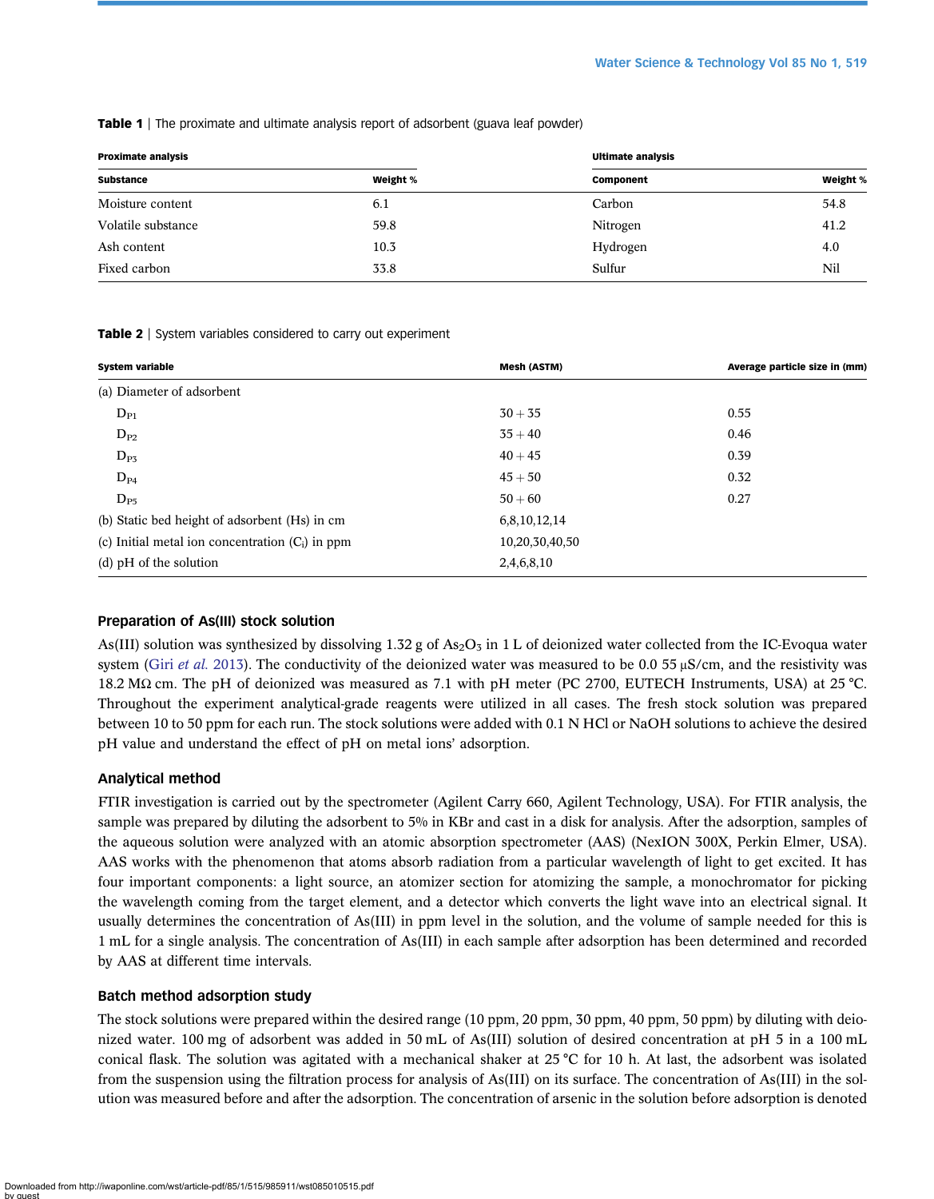**Table 1** | The proximate and ultimate analysis report of adsorbent (guava leaf powder)

| Proximate analysis | | Ultimate analysis | |
|---|---|---|---|
| **Substance** | **Weight %** | **Component** | **Weight %** |
| Moisture content | 6.1 | Carbon | 54.8 |
| Volatile substance | 59.8 | Nitrogen | 41.2 |
| Ash content | 10.3 | Hydrogen | 4.0 |
| Fixed carbon | 33.8 | Sulfur | Nil |

**Table 2** | System variables considered to carry out experiment

| System variable | Mesh (ASTM) | Average particle size in (mm) |
|---|---|---|
| (a) Diameter of adsorbent | | |
| $D_{P1}$ | 30 + 35 | 0.55 |
| $D_{P2}$ | 35 + 40 | 0.46 |
| $D_{P3}$ | 40 + 45 | 0.39 |
| $D_{P4}$ | 45 + 50 | 0.32 |
| $D_{P5}$ | 50 + 60 | 0.27 |
| (b) Static bed height of adsorbent (Hs) in cm | 6,8,10,12,14 | |
| (c) Initial metal ion concentration ($C_i$) in ppm | 10,20,30,40,50 | |
| (d) pH of the solution | 2,4,6,8,10 | |

### Preparation of As(III) stock solution

As(III) solution was synthesized by dissolving 1.32 g of $As_2O_3$ in 1 L of deionized water collected from the IC-Evoqua water system (Giri *et al.* 2013). The conductivity of the deionized water was measured to be 0.0 55 μS/cm, and the resistivity was 18.2 MΩ cm. The pH of deionized was measured as 7.1 with pH meter (PC 2700, EUTECH Instruments, USA) at 25 °C. Throughout the experiment analytical-grade reagents were utilized in all cases. The fresh stock solution was prepared between 10 to 50 ppm for each run. The stock solutions were added with 0.1 N HCl or NaOH solutions to achieve the desired pH value and understand the effect of pH on metal ions' adsorption.

### Analytical method

FTIR investigation is carried out by the spectrometer (Agilent Carry 660, Agilent Technology, USA). For FTIR analysis, the sample was prepared by diluting the adsorbent to 5% in KBr and cast in a disk for analysis. After the adsorption, samples of the aqueous solution were analyzed with an atomic absorption spectrometer (AAS) (NexION 300X, Perkin Elmer, USA). AAS works with the phenomenon that atoms absorb radiation from a particular wavelength of light to get excited. It has four important components: a light source, an atomizer section for atomizing the sample, a monochromator for picking the wavelength coming from the target element, and a detector which converts the light wave into an electrical signal. It usually determines the concentration of As(III) in ppm level in the solution, and the volume of sample needed for this is 1 mL for a single analysis. The concentration of As(III) in each sample after adsorption has been determined and recorded by AAS at different time intervals.

### Batch method adsorption study

The stock solutions were prepared within the desired range (10 ppm, 20 ppm, 30 ppm, 40 ppm, 50 ppm) by diluting with deionized water. 100 mg of adsorbent was added in 50 mL of As(III) solution of desired concentration at pH 5 in a 100 mL conical flask. The solution was agitated with a mechanical shaker at 25 °C for 10 h. At last, the adsorbent was isolated from the suspension using the filtration process for analysis of As(III) on its surface. The concentration of As(III) in the solution was measured before and after the adsorption. The concentration of arsenic in the solution before adsorption is denoted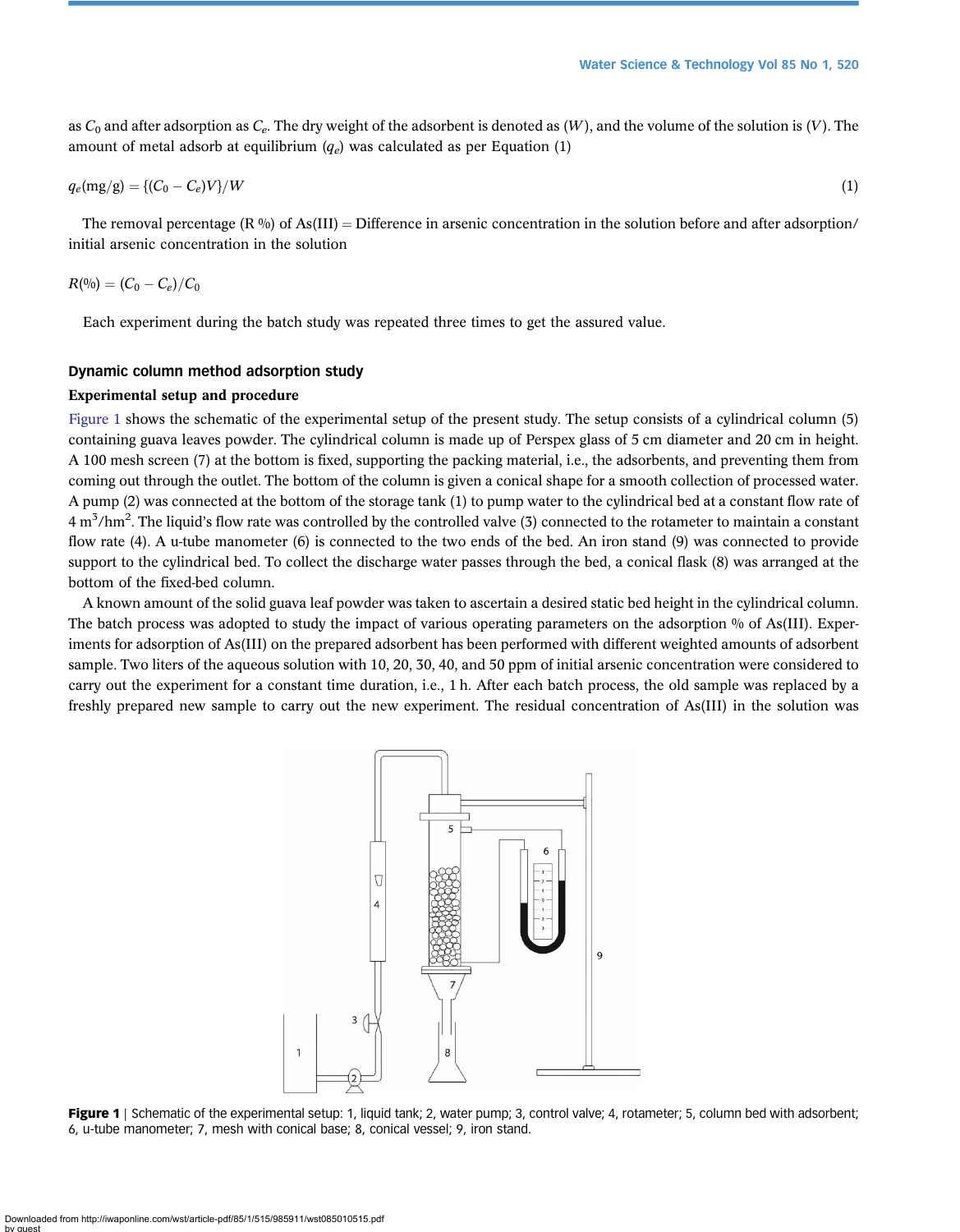as $C_0$ and after adsorption as $C_e$. The dry weight of the adsorbent is denoted as ($W$), and the volume of the solution is ($V$). The amount of metal adsorb at equilibrium ($q_e$) was calculated as per Equation (1)

$$q_e(\text{mg/g}) = \{(C_0 - C_e)V\}/W \tag{1}$$

The removal percentage (R %) of As(III) = Difference in arsenic concentration in the solution before and after adsorption/ initial arsenic concentration in the solution

$$R(\%) = (C_0 - C_e)/C_0$$

Each experiment during the batch study was repeated three times to get the assured value.

## Dynamic column method adsorption study

### Experimental setup and procedure

Figure 1 shows the schematic of the experimental setup of the present study. The setup consists of a cylindrical column (5) containing guava leaves powder. The cylindrical column is made up of Perspex glass of 5 cm diameter and 20 cm in height. A 100 mesh screen (7) at the bottom is fixed, supporting the packing material, i.e., the adsorbents, and preventing them from coming out through the outlet. The bottom of the column is given a conical shape for a smooth collection of processed water. A pump (2) was connected at the bottom of the storage tank (1) to pump water to the cylindrical bed at a constant flow rate of 4 $m^3/hm^2$. The liquid's flow rate was controlled by the controlled valve (3) connected to the rotameter to maintain a constant flow rate (4). A u-tube manometer (6) is connected to the two ends of the bed. An iron stand (9) was connected to provide support to the cylindrical bed. To collect the discharge water passes through the bed, a conical flask (8) was arranged at the bottom of the fixed-bed column.

A known amount of the solid guava leaf powder was taken to ascertain a desired static bed height in the cylindrical column. The batch process was adopted to study the impact of various operating parameters on the adsorption % of As(III). Experiments for adsorption of As(III) on the prepared adsorbent has been performed with different weighted amounts of adsorbent sample. Two liters of the aqueous solution with 10, 20, 30, 40, and 50 ppm of initial arsenic concentration were considered to carry out the experiment for a constant time duration, i.e., 1 h. After each batch process, the old sample was replaced by a freshly prepared new sample to carry out the new experiment. The residual concentration of As(III) in the solution was

**Figure 1** | Schematic of the experimental setup: 1, liquid tank; 2, water pump; 3, control valve; 4, rotameter; 5, column bed with adsorbent; 6, u-tube manometer; 7, mesh with conical base; 8, conical vessel; 9, iron stand.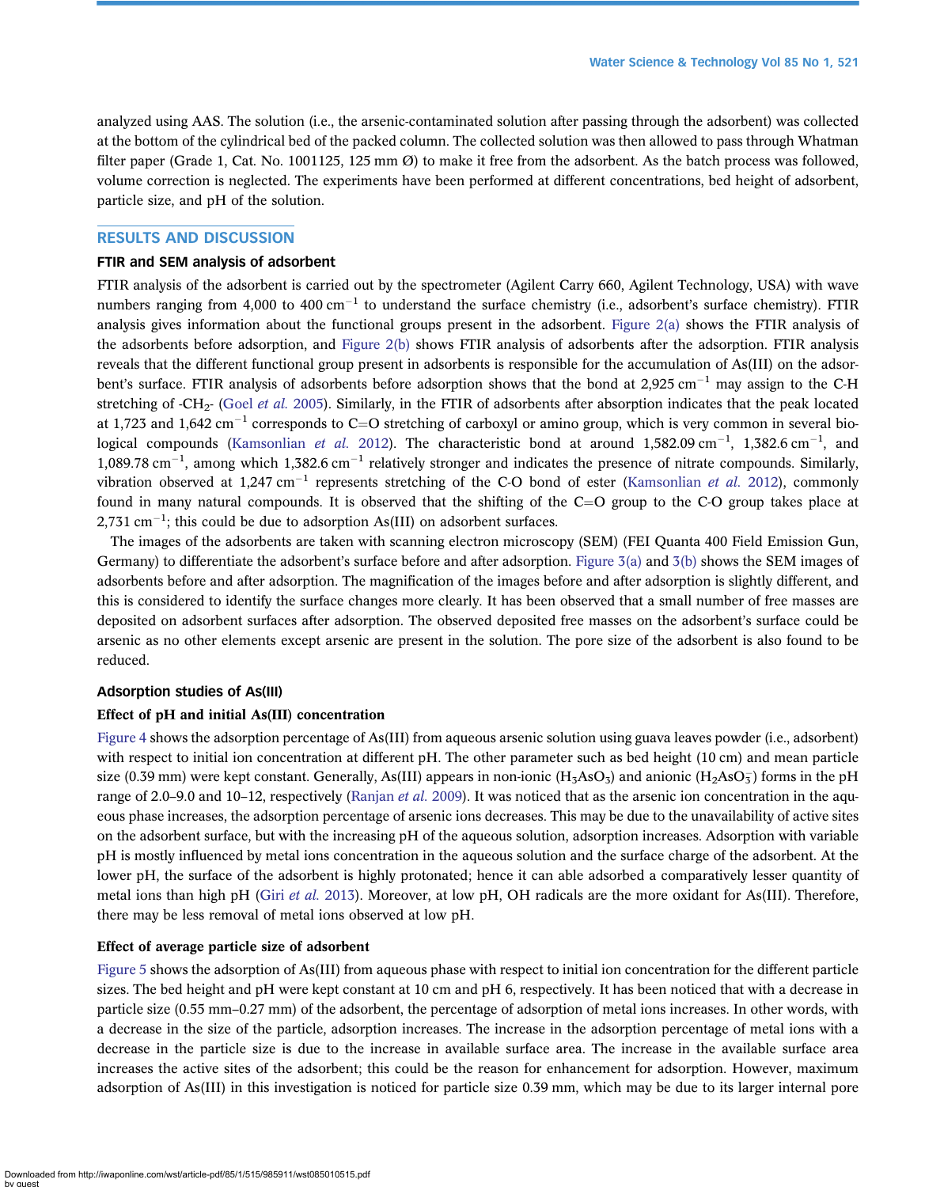analyzed using AAS. The solution (i.e., the arsenic-contaminated solution after passing through the adsorbent) was collected at the bottom of the cylindrical bed of the packed column. The collected solution was then allowed to pass through Whatman filter paper (Grade 1, Cat. No. 1001125, 125 mm Ø) to make it free from the adsorbent. As the batch process was followed, volume correction is neglected. The experiments have been performed at different concentrations, bed height of adsorbent, particle size, and pH of the solution.

## RESULTS AND DISCUSSION

### FTIR and SEM analysis of adsorbent

FTIR analysis of the adsorbent is carried out by the spectrometer (Agilent Carry 660, Agilent Technology, USA) with wave numbers ranging from 4,000 to 400 $cm^{-1}$ to understand the surface chemistry (i.e., adsorbent's surface chemistry). FTIR analysis gives information about the functional groups present in the adsorbent. Figure 2(a) shows the FTIR analysis of the adsorbents before adsorption, and Figure 2(b) shows FTIR analysis of adsorbents after the adsorption. FTIR analysis reveals that the different functional group present in adsorbents is responsible for the accumulation of As(III) on the adsorbent's surface. FTIR analysis of adsorbents before adsorption shows that the bond at 2,925 $cm^{-1}$ may assign to the C-H stretching of -$CH_2$- (Goel *et al.* 2005). Similarly, in the FTIR of adsorbents after absorption indicates that the peak located at 1,723 and 1,642 $cm^{-1}$ corresponds to C=O stretching of carboxyl or amino group, which is very common in several biological compounds (Kamsonlian *et al.* 2012). The characteristic bond at around 1,582.09 $cm^{-1}$, 1,382.6 $cm^{-1}$, and 1,089.78 $cm^{-1}$, among which 1,382.6 $cm^{-1}$ relatively stronger and indicates the presence of nitrate compounds. Similarly, vibration observed at 1,247 $cm^{-1}$ represents stretching of the C-O bond of ester (Kamsonlian *et al.* 2012), commonly found in many natural compounds. It is observed that the shifting of the C=O group to the C-O group takes place at 2,731 $cm^{-1}$; this could be due to adsorption As(III) on adsorbent surfaces.

The images of the adsorbents are taken with scanning electron microscopy (SEM) (FEI Quanta 400 Field Emission Gun, Germany) to differentiate the adsorbent's surface before and after adsorption. Figure 3(a) and 3(b) shows the SEM images of adsorbents before and after adsorption. The magnification of the images before and after adsorption is slightly different, and this is considered to identify the surface changes more clearly. It has been observed that a small number of free masses are deposited on adsorbent surfaces after adsorption. The observed deposited free masses on the adsorbent's surface could be arsenic as no other elements except arsenic are present in the solution. The pore size of the adsorbent is also found to be reduced.

### Adsorption studies of As(III)

#### Effect of pH and initial As(III) concentration

Figure 4 shows the adsorption percentage of As(III) from aqueous arsenic solution using guava leaves powder (i.e., adsorbent) with respect to initial ion concentration at different pH. The other parameter such as bed height (10 cm) and mean particle size (0.39 mm) were kept constant. Generally, As(III) appears in non-ionic ($H_3AsO_3$) and anionic ($H_2AsO_3^-$) forms in the pH range of 2.0–9.0 and 10–12, respectively (Ranjan *et al.* 2009). It was noticed that as the arsenic ion concentration in the aqueous phase increases, the adsorption percentage of arsenic ions decreases. This may be due to the unavailability of active sites on the adsorbent surface, but with the increasing pH of the aqueous solution, adsorption increases. Adsorption with variable pH is mostly influenced by metal ions concentration in the aqueous solution and the surface charge of the adsorbent. At the lower pH, the surface of the adsorbent is highly protonated; hence it can able adsorbed a comparatively lesser quantity of metal ions than high pH (Giri *et al.* 2013). Moreover, at low pH, OH radicals are the more oxidant for As(III). Therefore, there may be less removal of metal ions observed at low pH.

#### Effect of average particle size of adsorbent

Figure 5 shows the adsorption of As(III) from aqueous phase with respect to initial ion concentration for the different particle sizes. The bed height and pH were kept constant at 10 cm and pH 6, respectively. It has been noticed that with a decrease in particle size (0.55 mm–0.27 mm) of the adsorbent, the percentage of adsorption of metal ions increases. In other words, with a decrease in the size of the particle, adsorption increases. The increase in the adsorption percentage of metal ions with a decrease in the particle size is due to the increase in available surface area. The increase in the available surface area increases the active sites of the adsorbent; this could be the reason for enhancement for adsorption. However, maximum adsorption of As(III) in this investigation is noticed for particle size 0.39 mm, which may be due to its larger internal pore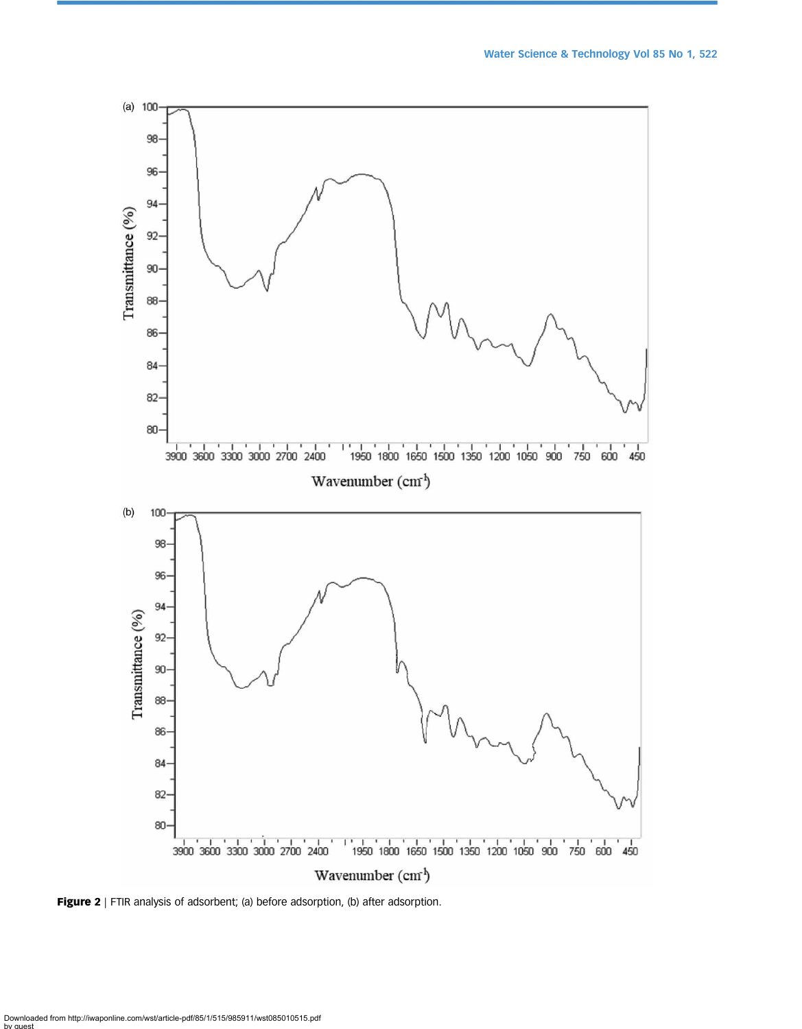**Figure 2** | FTIR analysis of adsorbent; (a) before adsorption, (b) after adsorption.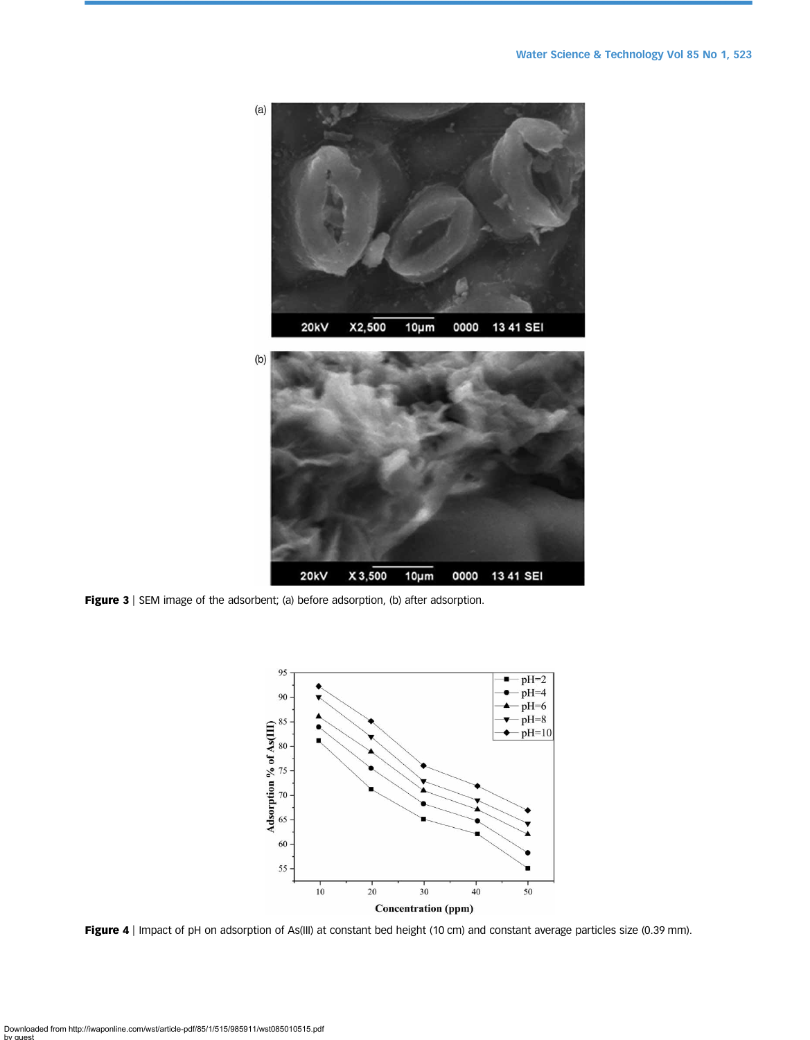**Figure 3** | SEM image of the adsorbent; (a) before adsorption, (b) after adsorption.

**Figure 4** | Impact of pH on adsorption of As(III) at constant bed height (10 cm) and constant average particles size (0.39 mm).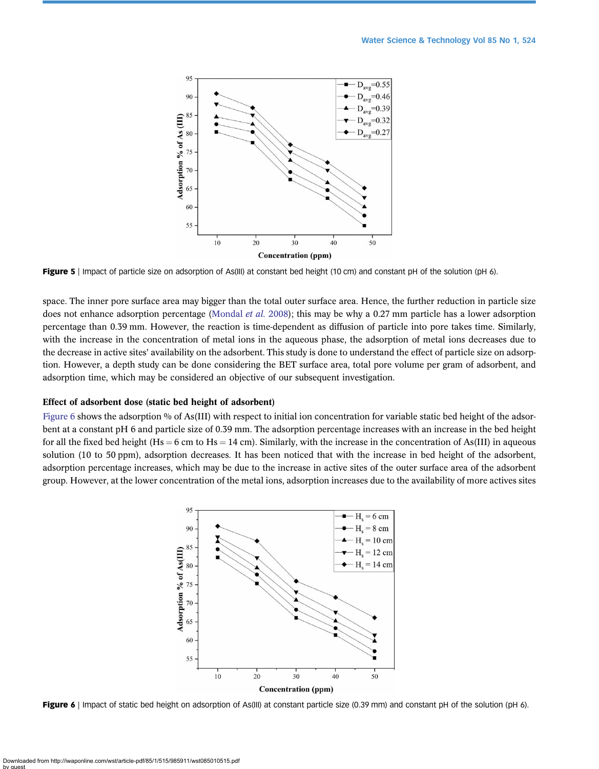**Figure 5** | Impact of particle size on adsorption of As(III) at constant bed height (10 cm) and constant pH of the solution (pH 6).

space. The inner pore surface area may bigger than the total outer surface area. Hence, the further reduction in particle size does not enhance adsorption percentage (Mondal *et al.* 2008); this may be why a 0.27 mm particle has a lower adsorption percentage than 0.39 mm. However, the reaction is time-dependent as diffusion of particle into pore takes time. Similarly, with the increase in the concentration of metal ions in the aqueous phase, the adsorption of metal ions decreases due to the decrease in active sites' availability on the adsorbent. This study is done to understand the effect of particle size on adsorption. However, a depth study can be done considering the BET surface area, total pore volume per gram of adsorbent, and adsorption time, which may be considered an objective of our subsequent investigation.

### Effect of adsorbent dose (static bed height of adsorbent)

Figure 6 shows the adsorption % of As(III) with respect to initial ion concentration for variable static bed height of the adsorbent at a constant pH 6 and particle size of 0.39 mm. The adsorption percentage increases with an increase in the bed height for all the fixed bed height ($Hs = 6$ cm to $Hs = 14$ cm). Similarly, with the increase in the concentration of As(III) in aqueous solution (10 to 50 ppm), adsorption decreases. It has been noticed that with the increase in bed height of the adsorbent, adsorption percentage increases, which may be due to the increase in active sites of the outer surface area of the adsorbent group. However, at the lower concentration of the metal ions, adsorption increases due to the availability of more actives sites

**Figure 6** | Impact of static bed height on adsorption of As(III) at constant particle size (0.39 mm) and constant pH of the solution (pH 6).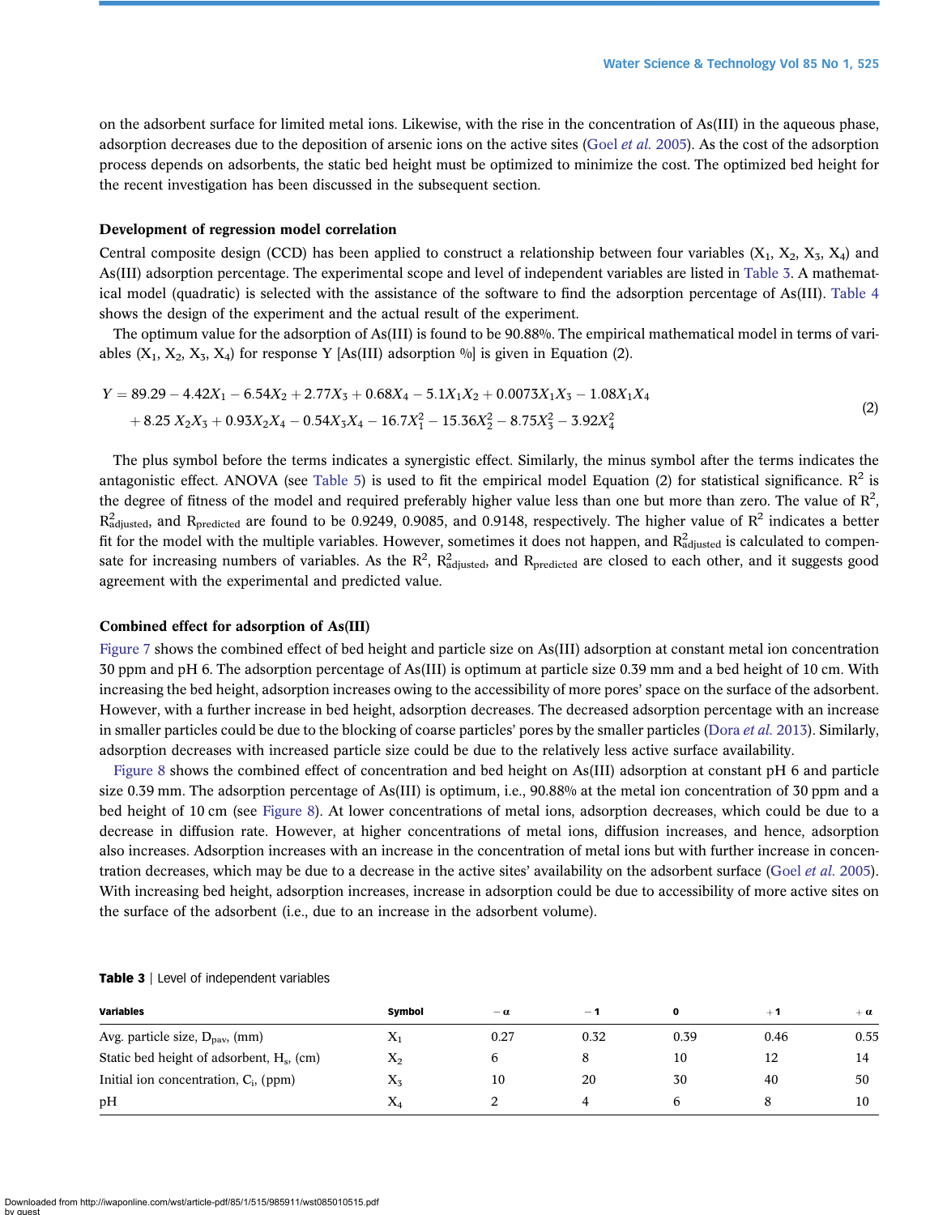on the adsorbent surface for limited metal ions. Likewise, with the rise in the concentration of As(III) in the aqueous phase, adsorption decreases due to the deposition of arsenic ions on the active sites (Goel *et al.* 2005). As the cost of the adsorption process depends on adsorbents, the static bed height must be optimized to minimize the cost. The optimized bed height for the recent investigation has been discussed in the subsequent section.

### Development of regression model correlation

Central composite design (CCD) has been applied to construct a relationship between four variables ($X_1$, $X_2$, $X_3$, $X_4$) and As(III) adsorption percentage. The experimental scope and level of independent variables are listed in Table 3. A mathematical model (quadratic) is selected with the assistance of the software to find the adsorption percentage of As(III). Table 4 shows the design of the experiment and the actual result of the experiment.

The optimum value for the adsorption of As(III) is found to be 90.88%. The empirical mathematical model in terms of variables ($X_1$, $X_2$, $X_3$, $X_4$) for response Y [As(III) adsorption %] is given in Equation (2).

$$
\begin{aligned}
Y = {} & 89.29 - 4.42X_1 - 6.54X_2 + 2.77X_3 + 0.68X_4 - 5.1X_1X_2 + 0.0073X_1X_3 - 1.08X_1X_4 \\
& + 8.25\,X_2X_3 + 0.93X_2X_4 - 0.54X_3X_4 - 16.7X_1^2 - 15.36X_2^2 - 8.75X_3^2 - 3.92X_4^2
\end{aligned}
\tag{2}
$$

The plus symbol before the terms indicates a synergistic effect. Similarly, the minus symbol after the terms indicates the antagonistic effect. ANOVA (see Table 5) is used to fit the empirical model Equation (2) for statistical significance. $R^2$ is the degree of fitness of the model and required preferably higher value less than one but more than zero. The value of $R^2$, $R^2_{adjusted}$, and $R_{predicted}$ are found to be 0.9249, 0.9085, and 0.9148, respectively. The higher value of $R^2$ indicates a better fit for the model with the multiple variables. However, sometimes it does not happen, and $R^2_{adjusted}$ is calculated to compensate for increasing numbers of variables. As the $R^2$, $R^2_{adjusted}$, and $R_{predicted}$ are closed to each other, and it suggests good agreement with the experimental and predicted value.

### Combined effect for adsorption of As(III)

Figure 7 shows the combined effect of bed height and particle size on As(III) adsorption at constant metal ion concentration 30 ppm and pH 6. The adsorption percentage of As(III) is optimum at particle size 0.39 mm and a bed height of 10 cm. With increasing the bed height, adsorption increases owing to the accessibility of more pores' space on the surface of the adsorbent. However, with a further increase in bed height, adsorption decreases. The decreased adsorption percentage with an increase in smaller particles could be due to the blocking of coarse particles' pores by the smaller particles (Dora *et al.* 2013). Similarly, adsorption decreases with increased particle size could be due to the relatively less active surface availability.

Figure 8 shows the combined effect of concentration and bed height on As(III) adsorption at constant pH 6 and particle size 0.39 mm. The adsorption percentage of As(III) is optimum, i.e., 90.88% at the metal ion concentration of 30 ppm and a bed height of 10 cm (see Figure 8). At lower concentrations of metal ions, adsorption decreases, which could be due to a decrease in diffusion rate. However, at higher concentrations of metal ions, diffusion increases, and hence, adsorption also increases. Adsorption increases with an increase in the concentration of metal ions but with further increase in concentration decreases, which may be due to a decrease in the active sites' availability on the adsorbent surface (Goel *et al.* 2005). With increasing bed height, adsorption increases, increase in adsorption could be due to accessibility of more active sites on the surface of the adsorbent (i.e., due to an increase in the adsorbent volume).

**Table 3** | Level of independent variables

| Variables | Symbol | $-\alpha$ | $-1$ | 0 | $+1$ | $+\alpha$ |
|---|---|---|---|---|---|---|
| Avg. particle size, $D_{pav}$, (mm) | $X_1$ | 0.27 | 0.32 | 0.39 | 0.46 | 0.55 |
| Static bed height of adsorbent, $H_s$, (cm) | $X_2$ | 6 | 8 | 10 | 12 | 14 |
| Initial ion concentration, $C_i$, (ppm) | $X_3$ | 10 | 20 | 30 | 40 | 50 |
| pH | $X_4$ | 2 | 4 | 6 | 8 | 10 |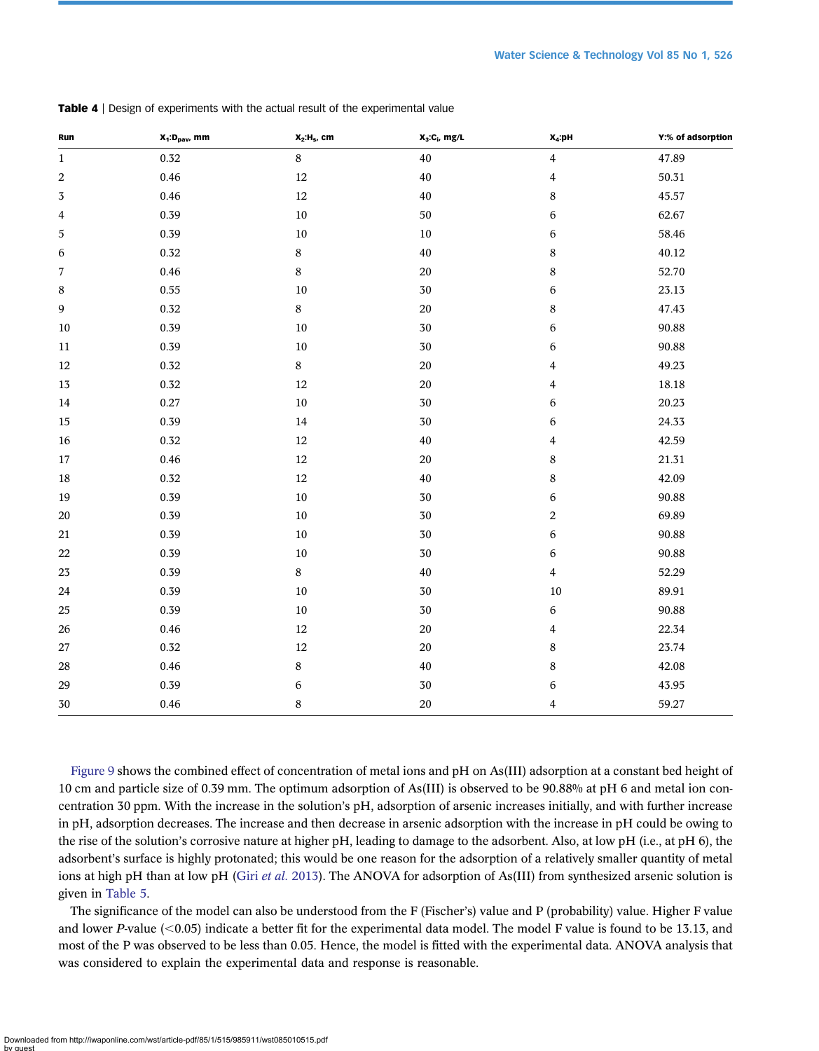**Table 4** | Design of experiments with the actual result of the experimental value

| Run | $X_1$:$D_{pav}$, mm | $X_2$:$H_s$, cm | $X_3$:$C_i$, mg/L | $X_4$:pH | Y:% of adsorption |
|---|---|---|---|---|---|
| 1 | 0.32 | 8 | 40 | 4 | 47.89 |
| 2 | 0.46 | 12 | 40 | 4 | 50.31 |
| 3 | 0.46 | 12 | 40 | 8 | 45.57 |
| 4 | 0.39 | 10 | 50 | 6 | 62.67 |
| 5 | 0.39 | 10 | 10 | 6 | 58.46 |
| 6 | 0.32 | 8 | 40 | 8 | 40.12 |
| 7 | 0.46 | 8 | 20 | 8 | 52.70 |
| 8 | 0.55 | 10 | 30 | 6 | 23.13 |
| 9 | 0.32 | 8 | 20 | 8 | 47.43 |
| 10 | 0.39 | 10 | 30 | 6 | 90.88 |
| 11 | 0.39 | 10 | 30 | 6 | 90.88 |
| 12 | 0.32 | 8 | 20 | 4 | 49.23 |
| 13 | 0.32 | 12 | 20 | 4 | 18.18 |
| 14 | 0.27 | 10 | 30 | 6 | 20.23 |
| 15 | 0.39 | 14 | 30 | 6 | 24.33 |
| 16 | 0.32 | 12 | 40 | 4 | 42.59 |
| 17 | 0.46 | 12 | 20 | 8 | 21.31 |
| 18 | 0.32 | 12 | 40 | 8 | 42.09 |
| 19 | 0.39 | 10 | 30 | 6 | 90.88 |
| 20 | 0.39 | 10 | 30 | 2 | 69.89 |
| 21 | 0.39 | 10 | 30 | 6 | 90.88 |
| 22 | 0.39 | 10 | 30 | 6 | 90.88 |
| 23 | 0.39 | 8 | 40 | 4 | 52.29 |
| 24 | 0.39 | 10 | 30 | 10 | 89.91 |
| 25 | 0.39 | 10 | 30 | 6 | 90.88 |
| 26 | 0.46 | 12 | 20 | 4 | 22.34 |
| 27 | 0.32 | 12 | 20 | 8 | 23.74 |
| 28 | 0.46 | 8 | 40 | 8 | 42.08 |
| 29 | 0.39 | 6 | 30 | 6 | 43.95 |
| 30 | 0.46 | 8 | 20 | 4 | 59.27 |

Figure 9 shows the combined effect of concentration of metal ions and pH on As(III) adsorption at a constant bed height of 10 cm and particle size of 0.39 mm. The optimum adsorption of As(III) is observed to be 90.88% at pH 6 and metal ion concentration 30 ppm. With the increase in the solution's pH, adsorption of arsenic increases initially, and with further increase in pH, adsorption decreases. The increase and then decrease in arsenic adsorption with the increase in pH could be owing to the rise of the solution's corrosive nature at higher pH, leading to damage to the adsorbent. Also, at low pH (i.e., at pH 6), the adsorbent's surface is highly protonated; this would be one reason for the adsorption of a relatively smaller quantity of metal ions at high pH than at low pH (Giri *et al.* 2013). The ANOVA for adsorption of As(III) from synthesized arsenic solution is given in Table 5.

The significance of the model can also be understood from the F (Fischer's) value and P (probability) value. Higher F value and lower *P*-value ($<0.05$) indicate a better fit for the experimental data model. The model F value is found to be 13.13, and most of the P was observed to be less than 0.05. Hence, the model is fitted with the experimental data. ANOVA analysis that was considered to explain the experimental data and response is reasonable.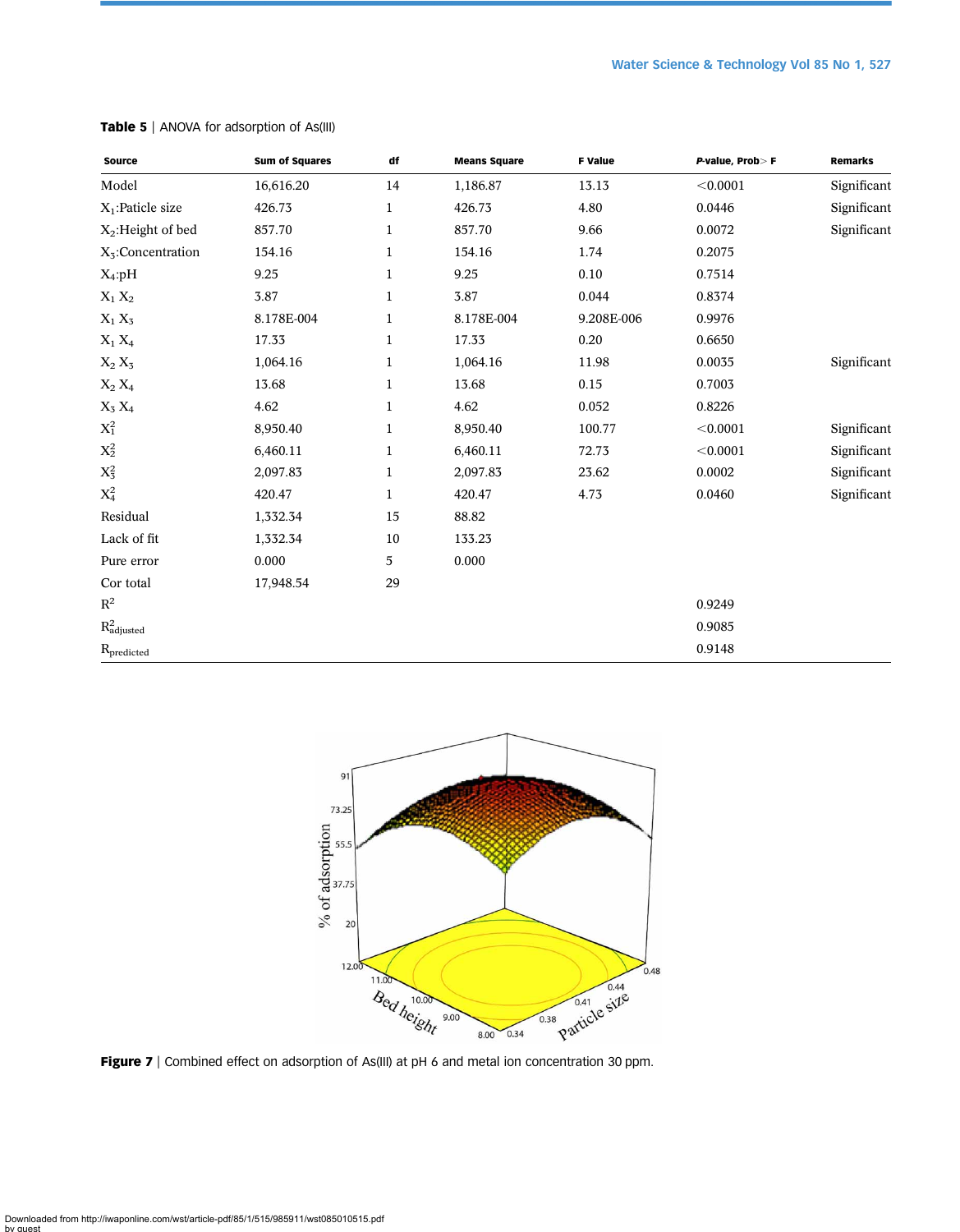**Table 5** | ANOVA for adsorption of As(III)

| Source | Sum of Squares | df | Means Square | F Value | *P*-value, Prob> F | Remarks |
|---|---|---|---|---|---|---|
| Model | 16,616.20 | 14 | 1,186.87 | 13.13 | <0.0001 | Significant |
| $X_1$:Paticle size | 426.73 | 1 | 426.73 | 4.80 | 0.0446 | Significant |
| $X_2$:Height of bed | 857.70 | 1 | 857.70 | 9.66 | 0.0072 | Significant |
| $X_3$:Concentration | 154.16 | 1 | 154.16 | 1.74 | 0.2075 | |
| $X_4$:pH | 9.25 | 1 | 9.25 | 0.10 | 0.7514 | |
| $X_1 X_2$ | 3.87 | 1 | 3.87 | 0.044 | 0.8374 | |
| $X_1 X_3$ | 8.178E-004 | 1 | 8.178E-004 | 9.208E-006 | 0.9976 | |
| $X_1 X_4$ | 17.33 | 1 | 17.33 | 0.20 | 0.6650 | |
| $X_2 X_3$ | 1,064.16 | 1 | 1,064.16 | 11.98 | 0.0035 | Significant |
| $X_2 X_4$ | 13.68 | 1 | 13.68 | 0.15 | 0.7003 | |
| $X_3 X_4$ | 4.62 | 1 | 4.62 | 0.052 | 0.8226 | |
| $X_1^2$ | 8,950.40 | 1 | 8,950.40 | 100.77 | <0.0001 | Significant |
| $X_2^2$ | 6,460.11 | 1 | 6,460.11 | 72.73 | <0.0001 | Significant |
| $X_3^2$ | 2,097.83 | 1 | 2,097.83 | 23.62 | 0.0002 | Significant |
| $X_4^2$ | 420.47 | 1 | 420.47 | 4.73 | 0.0460 | Significant |
| Residual | 1,332.34 | 15 | 88.82 | | | |
| Lack of fit | 1,332.34 | 10 | 133.23 | | | |
| Pure error | 0.000 | 5 | 0.000 | | | |
| Cor total | 17,948.54 | 29 | | | | |
| $R^2$ | | | | | 0.9249 | |
| $R^2_{adjusted}$ | | | | | 0.9085 | |
| $R_{predicted}$ | | | | | 0.9148 | |

**Figure 7** | Combined effect on adsorption of As(III) at pH 6 and metal ion concentration 30 ppm.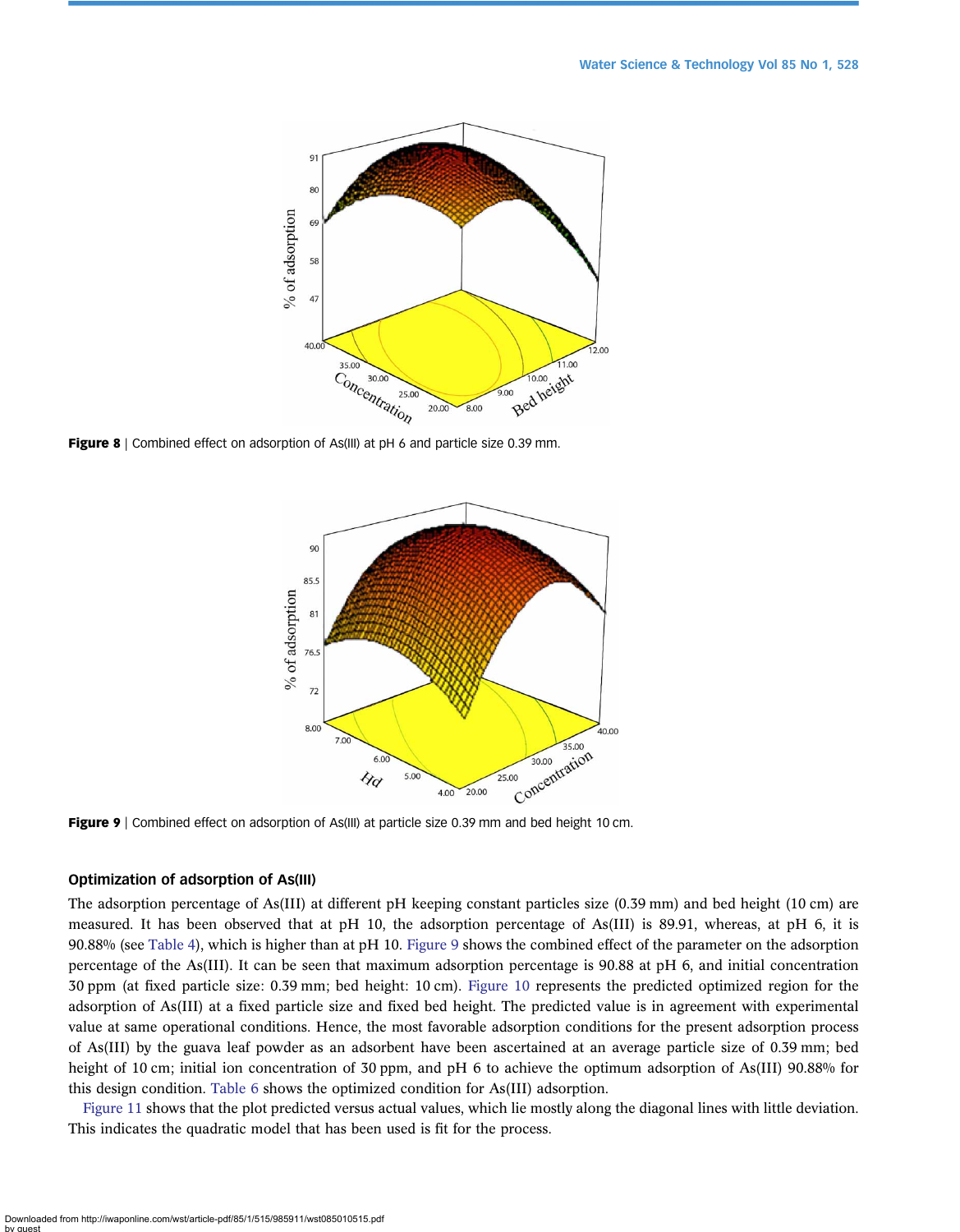Figure 8 | Combined effect on adsorption of As(III) at pH 6 and particle size 0.39 mm.

Figure 9 | Combined effect on adsorption of As(III) at particle size 0.39 mm and bed height 10 cm.

### Optimization of adsorption of As(III)

The adsorption percentage of As(III) at different pH keeping constant particles size (0.39 mm) and bed height (10 cm) are measured. It has been observed that at pH 10, the adsorption percentage of As(III) is 89.91, whereas, at pH 6, it is 90.88% (see Table 4), which is higher than at pH 10. Figure 9 shows the combined effect of the parameter on the adsorption percentage of the As(III). It can be seen that maximum adsorption percentage is 90.88 at pH 6, and initial concentration 30 ppm (at fixed particle size: 0.39 mm; bed height: 10 cm). Figure 10 represents the predicted optimized region for the adsorption of As(III) at a fixed particle size and fixed bed height. The predicted value is in agreement with experimental value at same operational conditions. Hence, the most favorable adsorption conditions for the present adsorption process of As(III) by the guava leaf powder as an adsorbent have been ascertained at an average particle size of 0.39 mm; bed height of 10 cm; initial ion concentration of 30 ppm, and pH 6 to achieve the optimum adsorption of As(III) 90.88% for this design condition. Table 6 shows the optimized condition for As(III) adsorption.

Figure 11 shows that the plot predicted versus actual values, which lie mostly along the diagonal lines with little deviation. This indicates the quadratic model that has been used is fit for the process.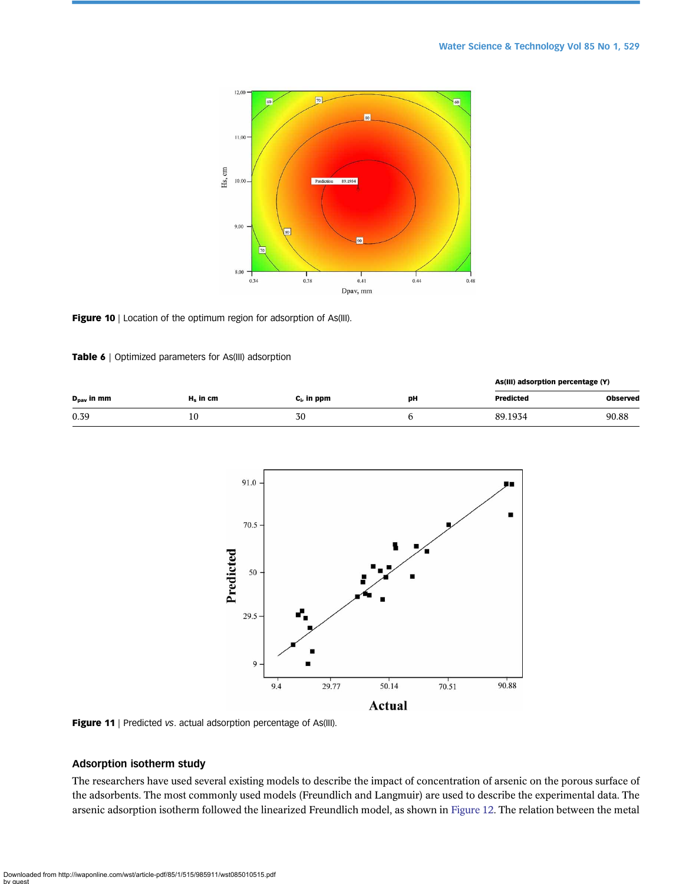Figure 10 | Location of the optimum region for adsorption of As(III).

**Table 6** | Optimized parameters for As(III) adsorption

| $D_{pav}$ in mm | $H_s$ in cm | $C_i$, in ppm | pH | As(III) adsorption percentage (Y) | |
|---|---|---|---|---|---|
| | | | | Predicted | Observed |
| 0.39 | 10 | 30 | 6 | 89.1934 | 90.88 |

Figure 11 | Predicted *vs*. actual adsorption percentage of As(III).

## Adsorption isotherm study

The researchers have used several existing models to describe the impact of concentration of arsenic on the porous surface of the adsorbents. The most commonly used models (Freundlich and Langmuir) are used to describe the experimental data. The arsenic adsorption isotherm followed the linearized Freundlich model, as shown in Figure 12. The relation between the metal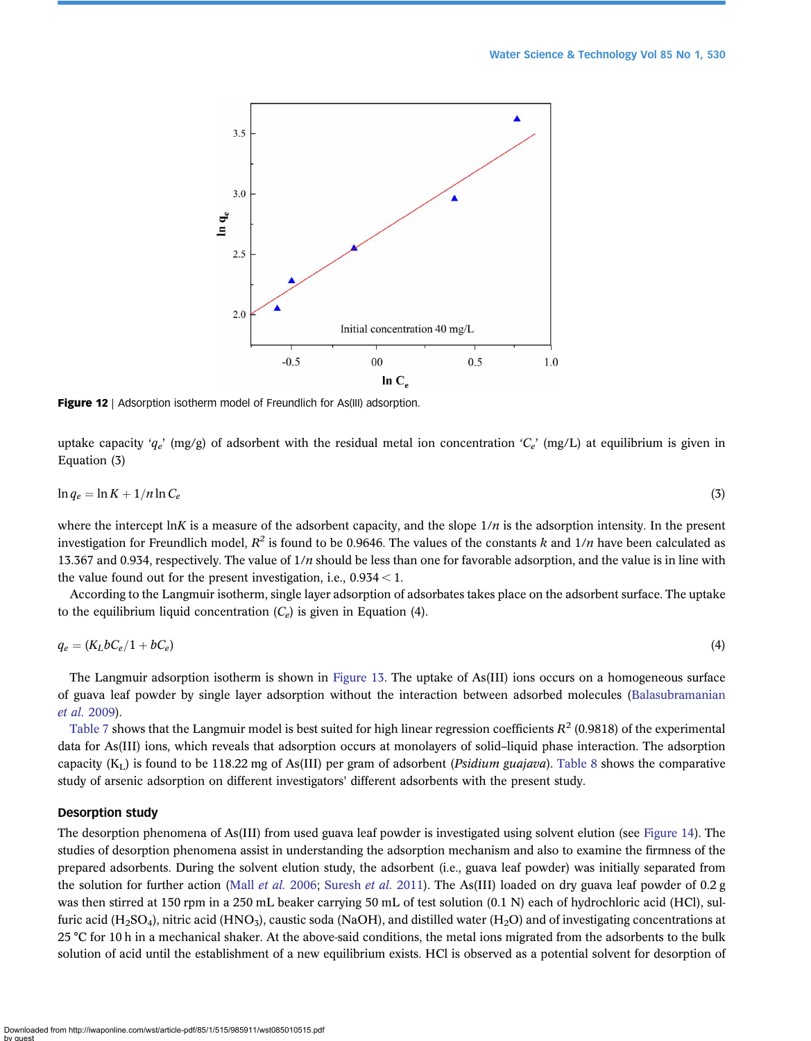Figure 12 | Adsorption isotherm model of Freundlich for As(III) adsorption.

uptake capacity '$q_e$' (mg/g) of adsorbent with the residual metal ion concentration '$C_e$' (mg/L) at equilibrium is given in Equation (3)

$$\ln q_e = \ln K + 1/n \ln C_e \tag{3}$$

where the intercept $\ln K$ is a measure of the adsorbent capacity, and the slope $1/n$ is the adsorption intensity. In the present investigation for Freundlich model, $R^2$ is found to be 0.9646. The values of the constants $k$ and $1/n$ have been calculated as 13.367 and 0.934, respectively. The value of $1/n$ should be less than one for favorable adsorption, and the value is in line with the value found out for the present investigation, i.e., $0.934 < 1$.

According to the Langmuir isotherm, single layer adsorption of adsorbates takes place on the adsorbent surface. The uptake to the equilibrium liquid concentration ($C_e$) is given in Equation (4).

$$q_e = (K_L b C_e / 1 + b C_e) \tag{4}$$

The Langmuir adsorption isotherm is shown in Figure 13. The uptake of As(III) ions occurs on a homogeneous surface of guava leaf powder by single layer adsorption without the interaction between adsorbed molecules (Balasubramanian *et al.* 2009).

Table 7 shows that the Langmuir model is best suited for high linear regression coefficients $R^2$ (0.9818) of the experimental data for As(III) ions, which reveals that adsorption occurs at monolayers of solid–liquid phase interaction. The adsorption capacity ($K_L$) is found to be 118.22 mg of As(III) per gram of adsorbent (*Psidium guajava*). Table 8 shows the comparative study of arsenic adsorption on different investigators' different adsorbents with the present study.

### Desorption study

The desorption phenomena of As(III) from used guava leaf powder is investigated using solvent elution (see Figure 14). The studies of desorption phenomena assist in understanding the adsorption mechanism and also to examine the firmness of the prepared adsorbents. During the solvent elution study, the adsorbent (i.e., guava leaf powder) was initially separated from the solution for further action (Mall *et al.* 2006; Suresh *et al.* 2011). The As(III) loaded on dry guava leaf powder of 0.2 g was then stirred at 150 rpm in a 250 mL beaker carrying 50 mL of test solution (0.1 N) each of hydrochloric acid (HCl), sulfuric acid ($H_2SO_4$), nitric acid ($HNO_3$), caustic soda (NaOH), and distilled water ($H_2O$) and of investigating concentrations at 25 °C for 10 h in a mechanical shaker. At the above-said conditions, the metal ions migrated from the adsorbents to the bulk solution of acid until the establishment of a new equilibrium exists. HCl is observed as a potential solvent for desorption of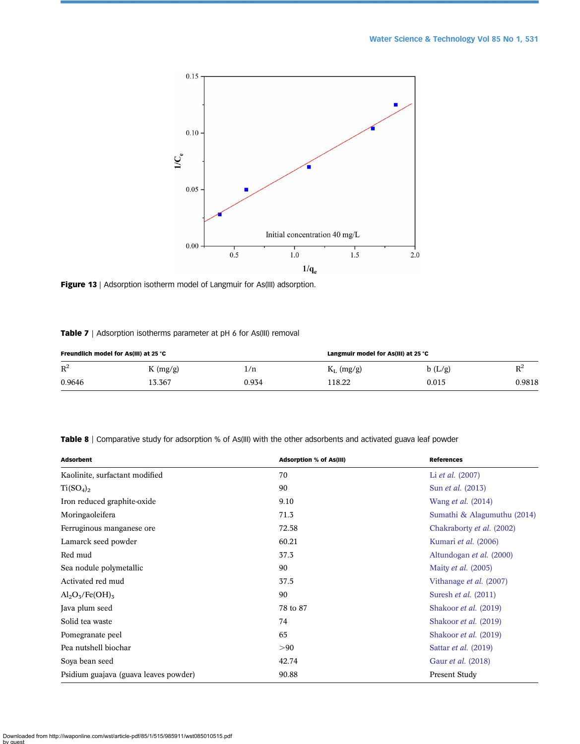Figure 13 | Adsorption isotherm model of Langmuir for As(III) adsorption.

Table 7 | Adsorption isotherms parameter at pH 6 for As(III) removal

| Freundlich model for As(III) at 25 °C | | | Langmuir model for As(III) at 25 °C | | |
|---|---|---|---|---|---|
| $R^2$ | K (mg/g) | 1/n | $K_L$ (mg/g) | b (L/g) | $R^2$ |
| 0.9646 | 13.367 | 0.934 | 118.22 | 0.015 | 0.9818 |

Table 8 | Comparative study for adsorption % of As(III) with the other adsorbents and activated guava leaf powder

| Adsorbent | Adsorption % of As(III) | References |
|---|---|---|
| Kaolinite, surfactant modified | 70 | Li *et al.* (2007) |
| $Ti(SO_4)_2$ | 90 | Sun *et al.* (2013) |
| Iron reduced graphite-oxide | 9.10 | Wang *et al.* (2014) |
| Moringaoleifera | 71.3 | Sumathi & Alagumuthu (2014) |
| Ferruginous manganese ore | 72.58 | Chakraborty *et al.* (2002) |
| Lamarck seed powder | 60.21 | Kumari *et al.* (2006) |
| Red mud | 37.3 | Altundogan *et al.* (2000) |
| Sea nodule polymetallic | 90 | Maity *et al.* (2005) |
| Activated red mud | 37.5 | Vithanage *et al.* (2007) |
| $Al_2O_3/Fe(OH)_3$ | 90 | Suresh *et al.* (2011) |
| Java plum seed | 78 to 87 | Shakoor *et al.* (2019) |
| Solid tea waste | 74 | Shakoor *et al.* (2019) |
| Pomegranate peel | 65 | Shakoor *et al.* (2019) |
| Pea nutshell biochar | >90 | Sattar *et al.* (2019) |
| Soya bean seed | 42.74 | Gaur *et al.* (2018) |
| Psidium guajava (guava leaves powder) | 90.88 | Present Study |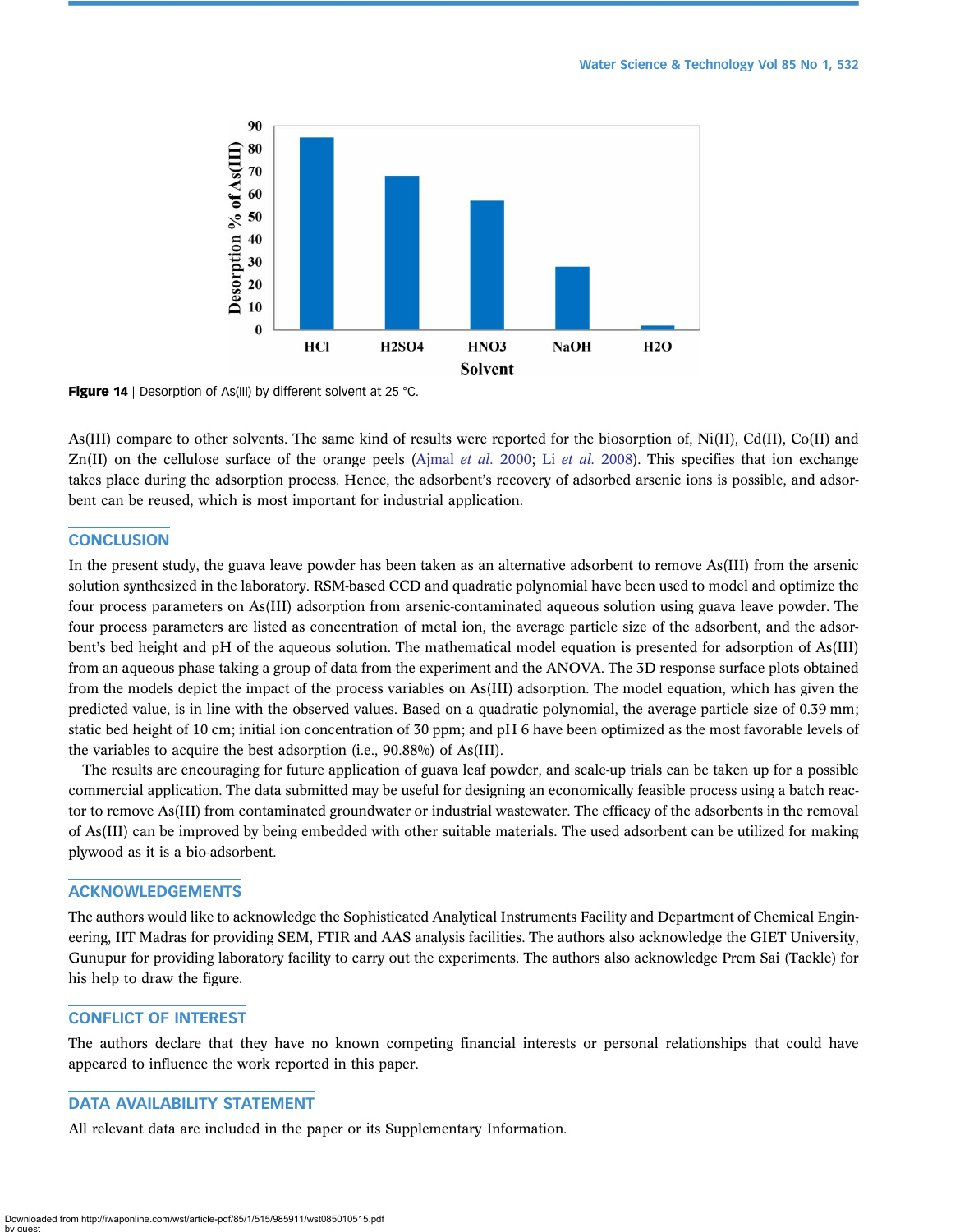Figure 14 | Desorption of As(III) by different solvent at 25 °C.

As(III) compare to other solvents. The same kind of results were reported for the biosorption of, Ni(II), Cd(II), Co(II) and Zn(II) on the cellulose surface of the orange peels (Ajmal *et al.* 2000; Li *et al.* 2008). This specifies that ion exchange takes place during the adsorption process. Hence, the adsorbent's recovery of adsorbed arsenic ions is possible, and adsorbent can be reused, which is most important for industrial application.

## CONCLUSION

In the present study, the guava leave powder has been taken as an alternative adsorbent to remove As(III) from the arsenic solution synthesized in the laboratory. RSM-based CCD and quadratic polynomial have been used to model and optimize the four process parameters on As(III) adsorption from arsenic-contaminated aqueous solution using guava leave powder. The four process parameters are listed as concentration of metal ion, the average particle size of the adsorbent, and the adsorbent's bed height and pH of the aqueous solution. The mathematical model equation is presented for adsorption of As(III) from an aqueous phase taking a group of data from the experiment and the ANOVA. The 3D response surface plots obtained from the models depict the impact of the process variables on As(III) adsorption. The model equation, which has given the predicted value, is in line with the observed values. Based on a quadratic polynomial, the average particle size of 0.39 mm; static bed height of 10 cm; initial ion concentration of 30 ppm; and pH 6 have been optimized as the most favorable levels of the variables to acquire the best adsorption (i.e., 90.88%) of As(III).

The results are encouraging for future application of guava leaf powder, and scale-up trials can be taken up for a possible commercial application. The data submitted may be useful for designing an economically feasible process using a batch reactor to remove As(III) from contaminated groundwater or industrial wastewater. The efficacy of the adsorbents in the removal of As(III) can be improved by being embedded with other suitable materials. The used adsorbent can be utilized for making plywood as it is a bio-adsorbent.

## ACKNOWLEDGEMENTS

The authors would like to acknowledge the Sophisticated Analytical Instruments Facility and Department of Chemical Engineering, IIT Madras for providing SEM, FTIR and AAS analysis facilities. The authors also acknowledge the GIET University, Gunupur for providing laboratory facility to carry out the experiments. The authors also acknowledge Prem Sai (Tackle) for his help to draw the figure.

## CONFLICT OF INTEREST

The authors declare that they have no known competing financial interests or personal relationships that could have appeared to influence the work reported in this paper.

## DATA AVAILABILITY STATEMENT

All relevant data are included in the paper or its Supplementary Information.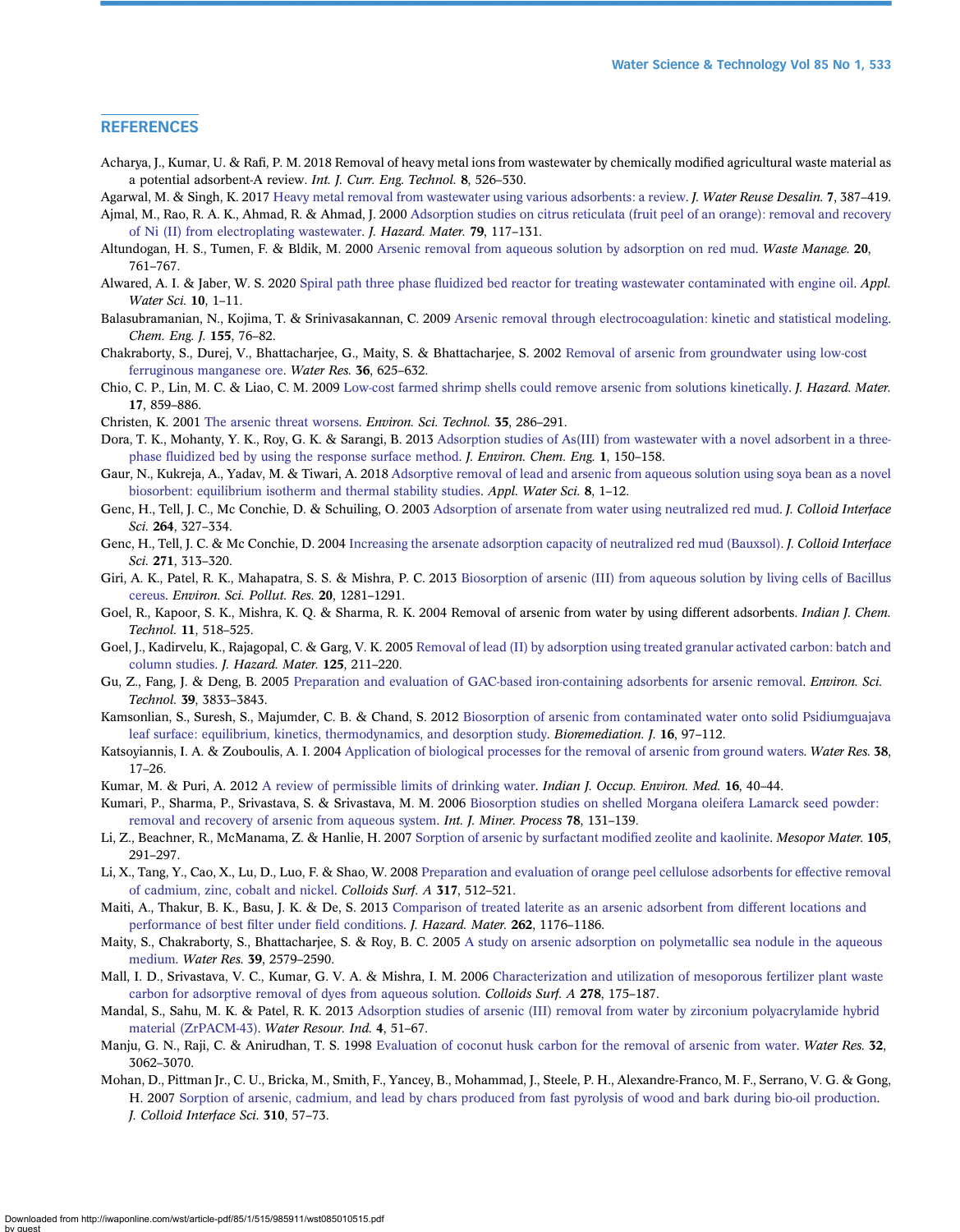## REFERENCES

Acharya, J., Kumar, U. & Rafi, P. M. 2018 Removal of heavy metal ions from wastewater by chemically modified agricultural waste material as a potential adsorbent-A review. *Int. J. Curr. Eng. Technol.* **8**, 526–530.

Agarwal, M. & Singh, K. 2017 Heavy metal removal from wastewater using various adsorbents: a review. *J. Water Reuse Desalin.* **7**, 387–419.

Ajmal, M., Rao, R. A. K., Ahmad, R. & Ahmad, J. 2000 Adsorption studies on citrus reticulata (fruit peel of an orange): removal and recovery of Ni (II) from electroplating wastewater. *J. Hazard. Mater.* **79**, 117–131.

Altundogan, H. S., Tumen, F. & Bldik, M. 2000 Arsenic removal from aqueous solution by adsorption on red mud. *Waste Manage.* **20**, 761–767.

Alwared, A. I. & Jaber, W. S. 2020 Spiral path three phase fluidized bed reactor for treating wastewater contaminated with engine oil. *Appl. Water Sci.* **10**, 1–11.

Balasubramanian, N., Kojima, T. & Srinivasakannan, C. 2009 Arsenic removal through electrocoagulation: kinetic and statistical modeling. *Chem. Eng. J.* **155**, 76–82.

Chakraborty, S., Durej, V., Bhattacharjee, G., Maity, S. & Bhattacharjee, S. 2002 Removal of arsenic from groundwater using low-cost ferruginous manganese ore. *Water Res.* **36**, 625–632.

Chio, C. P., Lin, M. C. & Liao, C. M. 2009 Low-cost farmed shrimp shells could remove arsenic from solutions kinetically. *J. Hazard. Mater.* **17**, 859–886.

Christen, K. 2001 The arsenic threat worsens. *Environ. Sci. Technol.* **35**, 286–291.

Dora, T. K., Mohanty, Y. K., Roy, G. K. & Sarangi, B. 2013 Adsorption studies of As(III) from wastewater with a novel adsorbent in a three-phase fluidized bed by using the response surface method. *J. Environ. Chem. Eng.* **1**, 150–158.

Gaur, N., Kukreja, A., Yadav, M. & Tiwari, A. 2018 Adsorptive removal of lead and arsenic from aqueous solution using soya bean as a novel biosorbent: equilibrium isotherm and thermal stability studies. *Appl. Water Sci.* **8**, 1–12.

Genc, H., Tell, J. C., Mc Conchie, D. & Schuiling, O. 2003 Adsorption of arsenate from water using neutralized red mud. *J. Colloid Interface Sci.* **264**, 327–334.

Genc, H., Tell, J. C. & Mc Conchie, D. 2004 Increasing the arsenate adsorption capacity of neutralized red mud (Bauxsol). *J. Colloid Interface Sci.* **271**, 313–320.

Giri, A. K., Patel, R. K., Mahapatra, S. S. & Mishra, P. C. 2013 Biosorption of arsenic (III) from aqueous solution by living cells of Bacillus cereus. *Environ. Sci. Pollut. Res.* **20**, 1281–1291.

Goel, R., Kapoor, S. K., Mishra, K. Q. & Sharma, R. K. 2004 Removal of arsenic from water by using different adsorbents. *Indian J. Chem. Technol.* **11**, 518–525.

Goel, J., Kadirvelu, K., Rajagopal, C. & Garg, V. K. 2005 Removal of lead (II) by adsorption using treated granular activated carbon: batch and column studies. *J. Hazard. Mater.* **125**, 211–220.

Gu, Z., Fang, J. & Deng, B. 2005 Preparation and evaluation of GAC-based iron-containing adsorbents for arsenic removal. *Environ. Sci. Technol.* **39**, 3833–3843.

Kamsonlian, S., Suresh, S., Majumder, C. B. & Chand, S. 2012 Biosorption of arsenic from contaminated water onto solid Psidiumguajava leaf surface: equilibrium, kinetics, thermodynamics, and desorption study. *Bioremediation. J.* **16**, 97–112.

Katsoyiannis, I. A. & Zouboulis, A. I. 2004 Application of biological processes for the removal of arsenic from ground waters. *Water Res.* **38**, 17–26.

Kumar, M. & Puri, A. 2012 A review of permissible limits of drinking water. *Indian J. Occup. Environ. Med.* **16**, 40–44.

Kumari, P., Sharma, P., Srivastava, S. & Srivastava, M. M. 2006 Biosorption studies on shelled Morgana oleifera Lamarck seed powder: removal and recovery of arsenic from aqueous system. *Int. J. Miner. Process* **78**, 131–139.

Li, Z., Beachner, R., McManama, Z. & Hanlie, H. 2007 Sorption of arsenic by surfactant modified zeolite and kaolinite. *Mesopor Mater.* **105**, 291–297.

Li, X., Tang, Y., Cao, X., Lu, D., Luo, F. & Shao, W. 2008 Preparation and evaluation of orange peel cellulose adsorbents for effective removal of cadmium, zinc, cobalt and nickel. *Colloids Surf. A* **317**, 512–521.

Maiti, A., Thakur, B. K., Basu, J. K. & De, S. 2013 Comparison of treated laterite as an arsenic adsorbent from different locations and performance of best filter under field conditions. *J. Hazard. Mater.* **262**, 1176–1186.

Maity, S., Chakraborty, S., Bhattacharjee, S. & Roy, B. C. 2005 A study on arsenic adsorption on polymetallic sea nodule in the aqueous medium. *Water Res.* **39**, 2579–2590.

Mall, I. D., Srivastava, V. C., Kumar, G. V. A. & Mishra, I. M. 2006 Characterization and utilization of mesoporous fertilizer plant waste carbon for adsorptive removal of dyes from aqueous solution. *Colloids Surf. A* **278**, 175–187.

Mandal, S., Sahu, M. K. & Patel, R. K. 2013 Adsorption studies of arsenic (III) removal from water by zirconium polyacrylamide hybrid material (ZrPACM-43). *Water Resour. Ind.* **4**, 51–67.

Manju, G. N., Raji, C. & Anirudhan, T. S. 1998 Evaluation of coconut husk carbon for the removal of arsenic from water. *Water Res.* **32**, 3062–3070.

Mohan, D., Pittman Jr., C. U., Bricka, M., Smith, F., Yancey, B., Mohammad, J., Steele, P. H., Alexandre-Franco, M. F., Serrano, V. G. & Gong, H. 2007 Sorption of arsenic, cadmium, and lead by chars produced from fast pyrolysis of wood and bark during bio-oil production. *J. Colloid Interface Sci.* **310**, 57–73.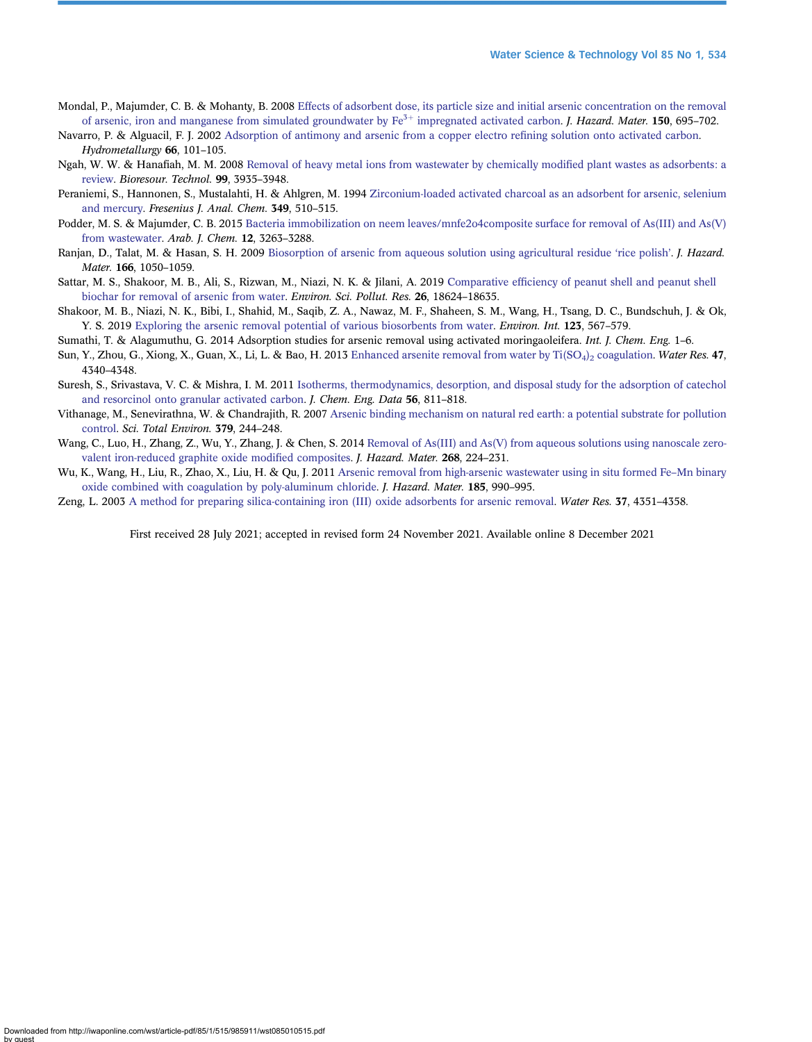Mondal, P., Majumder, C. B. & Mohanty, B. 2008 Effects of adsorbent dose, its particle size and initial arsenic concentration on the removal of arsenic, iron and manganese from simulated groundwater by $Fe^{3+}$ impregnated activated carbon. *J. Hazard. Mater.* **150**, 695–702.

Navarro, P. & Alguacil, F. J. 2002 Adsorption of antimony and arsenic from a copper electro refining solution onto activated carbon. *Hydrometallurgy* **66**, 101–105.

Ngah, W. W. & Hanafiah, M. M. 2008 Removal of heavy metal ions from wastewater by chemically modified plant wastes as adsorbents: a review. *Bioresour. Technol.* **99**, 3935–3948.

Peraniemi, S., Hannonen, S., Mustalahti, H. & Ahlgren, M. 1994 Zirconium-loaded activated charcoal as an adsorbent for arsenic, selenium and mercury. *Fresenius J. Anal. Chem.* **349**, 510–515.

Podder, M. S. & Majumder, C. B. 2015 Bacteria immobilization on neem leaves/mnfe2o4composite surface for removal of As(III) and As(V) from wastewater. *Arab. J. Chem.* **12**, 3263–3288.

Ranjan, D., Talat, M. & Hasan, S. H. 2009 Biosorption of arsenic from aqueous solution using agricultural residue 'rice polish'. *J. Hazard. Mater.* **166**, 1050–1059.

Sattar, M. S., Shakoor, M. B., Ali, S., Rizwan, M., Niazi, N. K. & Jilani, A. 2019 Comparative efficiency of peanut shell and peanut shell biochar for removal of arsenic from water. *Environ. Sci. Pollut. Res.* **26**, 18624–18635.

Shakoor, M. B., Niazi, N. K., Bibi, I., Shahid, M., Saqib, Z. A., Nawaz, M. F., Shaheen, S. M., Wang, H., Tsang, D. C., Bundschuh, J. & Ok, Y. S. 2019 Exploring the arsenic removal potential of various biosorbents from water. *Environ. Int.* **123**, 567–579.

Sumathi, T. & Alagumuthu, G. 2014 Adsorption studies for arsenic removal using activated moringaoleifera. *Int. J. Chem. Eng.* 1–6.

Sun, Y., Zhou, G., Xiong, X., Guan, X., Li, L. & Bao, H. 2013 Enhanced arsenite removal from water by $Ti(SO_4)_2$ coagulation. *Water Res.* **47**, 4340–4348.

Suresh, S., Srivastava, V. C. & Mishra, I. M. 2011 Isotherms, thermodynamics, desorption, and disposal study for the adsorption of catechol and resorcinol onto granular activated carbon. *J. Chem. Eng. Data* **56**, 811–818.

Vithanage, M., Senevirathna, W. & Chandrajith, R. 2007 Arsenic binding mechanism on natural red earth: a potential substrate for pollution control. *Sci. Total Environ.* **379**, 244–248.

Wang, C., Luo, H., Zhang, Z., Wu, Y., Zhang, J. & Chen, S. 2014 Removal of As(III) and As(V) from aqueous solutions using nanoscale zero-valent iron-reduced graphite oxide modified composites. *J. Hazard. Mater.* **268**, 224–231.

Wu, K., Wang, H., Liu, R., Zhao, X., Liu, H. & Qu, J. 2011 Arsenic removal from high-arsenic wastewater using in situ formed Fe–Mn binary oxide combined with coagulation by poly-aluminum chloride. *J. Hazard. Mater.* **185**, 990–995.

Zeng, L. 2003 A method for preparing silica-containing iron (III) oxide adsorbents for arsenic removal. *Water Res.* **37**, 4351–4358.

First received 28 July 2021; accepted in revised form 24 November 2021. Available online 8 December 2021